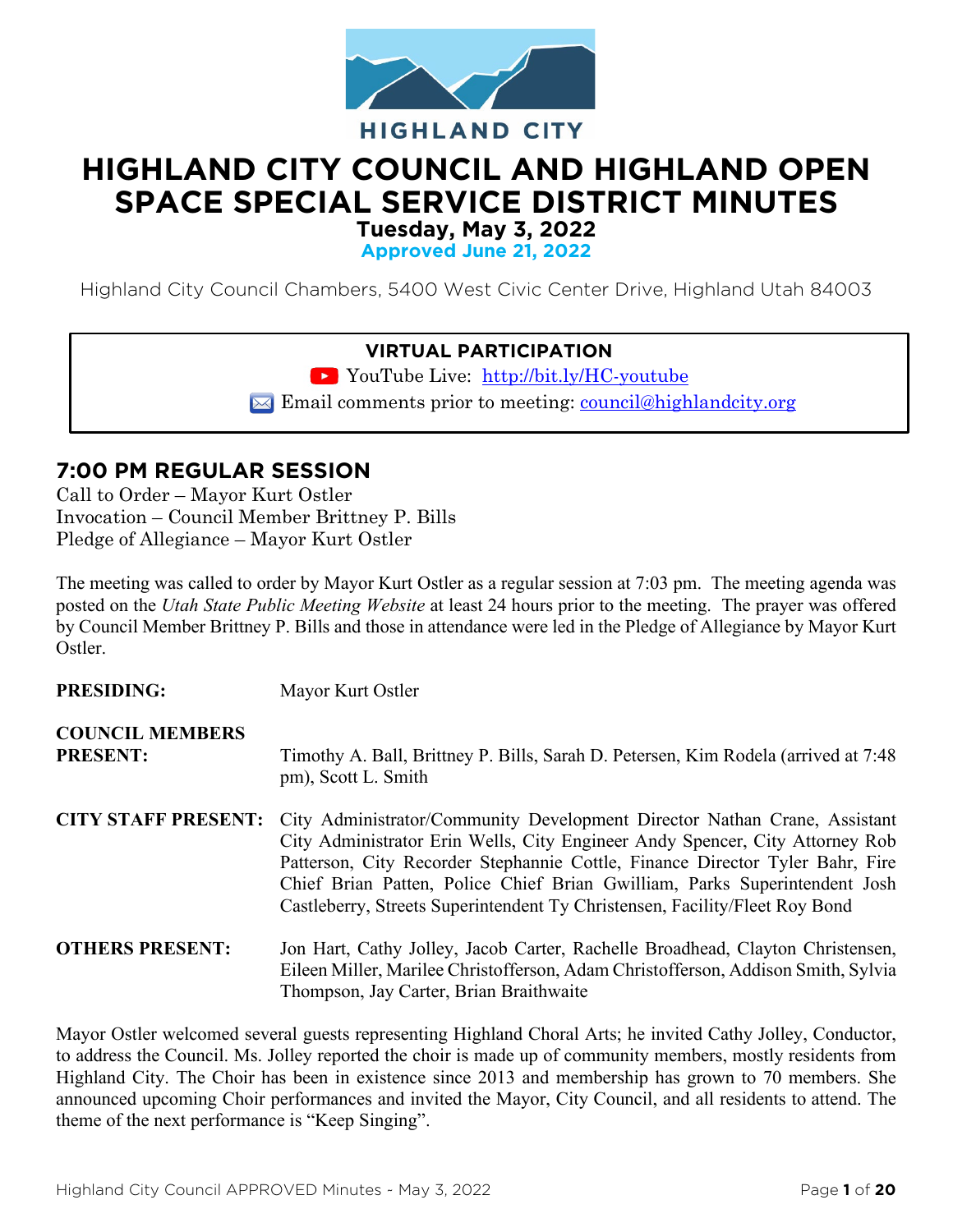HIGHLAND CITY

# HIGHLAND CITY COUNCIL AND HIGHLAND OPEN SPACE SPECIAL SERVICE DISTRICT MINUTES

**Tuesday, May 3, 2022**

**Approved June 21, 2022**

Highland City Council Chambers, 5400 West Civic Center Drive, Highland Utah 84003

**VIRTUAL PARTICIPATION**

YouTube Live: [http://bit.ly/HC-youtube](http://bit.ly/HC-youtube)

Email comments prior to meeting: [council@highlandcity.org](mailto:council@highlandcity.org)

## 7:00 PM REGULAR SESSION

Call to Order – Mayor Kurt Ostler
Invocation – Council Member Brittney P. Bills
Pledge of Allegiance – Mayor Kurt Ostler

The meeting was called to order by Mayor Kurt Ostler as a regular session at 7:03 pm. The meeting agenda was posted on the *Utah State Public Meeting Website* at least 24 hours prior to the meeting. The prayer was offered by Council Member Brittney P. Bills and those in attendance were led in the Pledge of Allegiance by Mayor Kurt Ostler.

**PRESIDING:** Mayor Kurt Ostler

**COUNCIL MEMBERS PRESENT:** Timothy A. Ball, Brittney P. Bills, Sarah D. Petersen, Kim Rodela (arrived at 7:48 pm), Scott L. Smith

**CITY STAFF PRESENT:** City Administrator/Community Development Director Nathan Crane, Assistant City Administrator Erin Wells, City Engineer Andy Spencer, City Attorney Rob Patterson, City Recorder Stephannie Cottle, Finance Director Tyler Bahr, Fire Chief Brian Patten, Police Chief Brian Gwilliam, Parks Superintendent Josh Castleberry, Streets Superintendent Ty Christensen, Facility/Fleet Roy Bond

**OTHERS PRESENT:** Jon Hart, Cathy Jolley, Jacob Carter, Rachelle Broadhead, Clayton Christensen, Eileen Miller, Marilee Christofferson, Adam Christofferson, Addison Smith, Sylvia Thompson, Jay Carter, Brian Braithwaite

Mayor Ostler welcomed several guests representing Highland Choral Arts; he invited Cathy Jolley, Conductor, to address the Council. Ms. Jolley reported the choir is made up of community members, mostly residents from Highland City. The Choir has been in existence since 2013 and membership has grown to 70 members. She announced upcoming Choir performances and invited the Mayor, City Council, and all residents to attend. The theme of the next performance is "Keep Singing".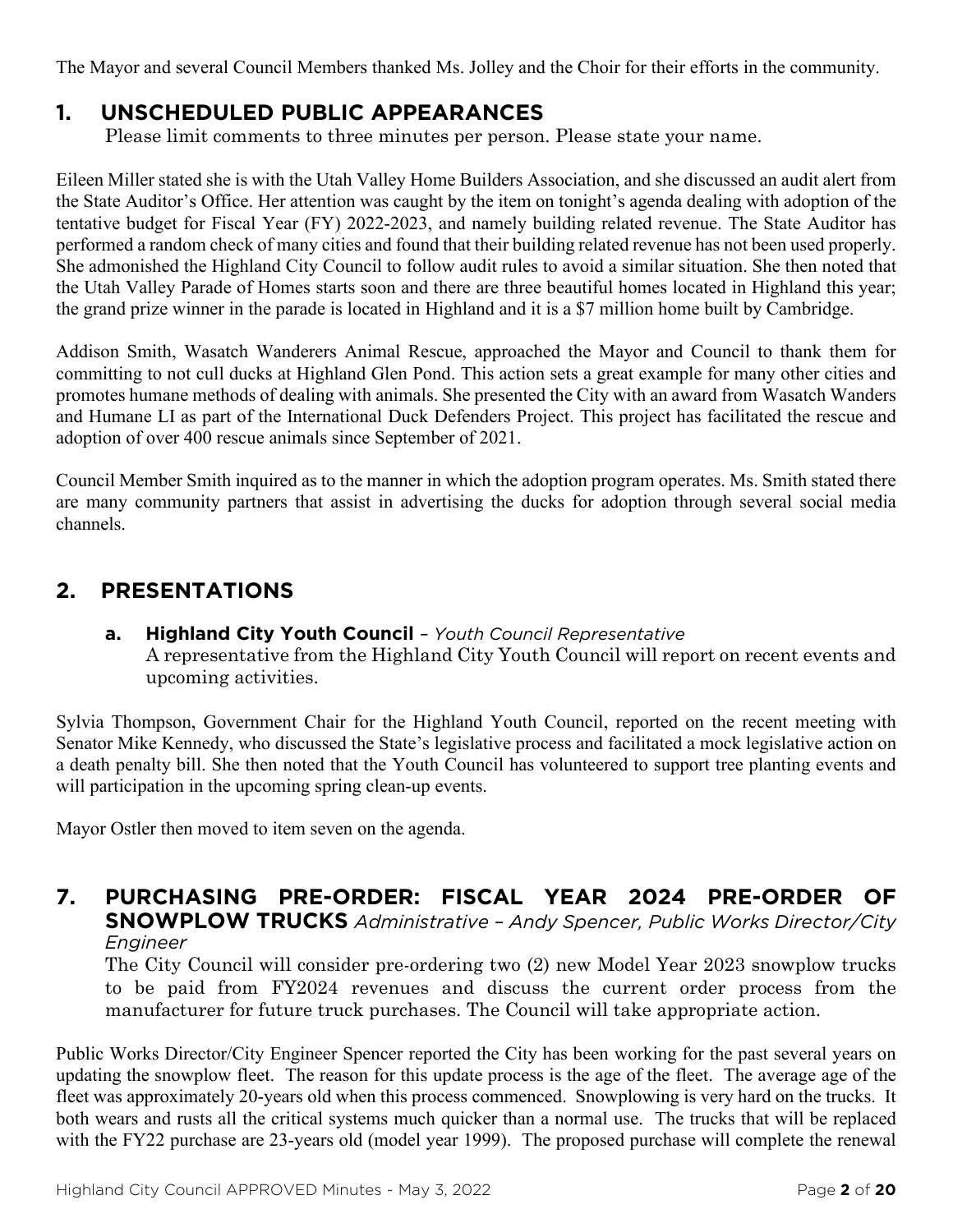The Mayor and several Council Members thanked Ms. Jolley and the Choir for their efforts in the community.

## 1. UNSCHEDULED PUBLIC APPEARANCES

Please limit comments to three minutes per person. Please state your name.

Eileen Miller stated she is with the Utah Valley Home Builders Association, and she discussed an audit alert from the State Auditor's Office. Her attention was caught by the item on tonight's agenda dealing with adoption of the tentative budget for Fiscal Year (FY) 2022-2023, and namely building related revenue. The State Auditor has performed a random check of many cities and found that their building related revenue has not been used properly. She admonished the Highland City Council to follow audit rules to avoid a similar situation. She then noted that the Utah Valley Parade of Homes starts soon and there are three beautiful homes located in Highland this year; the grand prize winner in the parade is located in Highland and it is a $7 million home built by Cambridge.

Addison Smith, Wasatch Wanderers Animal Rescue, approached the Mayor and Council to thank them for committing to not cull ducks at Highland Glen Pond. This action sets a great example for many other cities and promotes humane methods of dealing with animals. She presented the City with an award from Wasatch Wanders and Humane LI as part of the International Duck Defenders Project. This project has facilitated the rescue and adoption of over 400 rescue animals since September of 2021.

Council Member Smith inquired as to the manner in which the adoption program operates. Ms. Smith stated there are many community partners that assist in advertising the ducks for adoption through several social media channels.

## 2. PRESENTATIONS

### a. Highland City Youth Council – *Youth Council Representative*

A representative from the Highland City Youth Council will report on recent events and upcoming activities.

Sylvia Thompson, Government Chair for the Highland Youth Council, reported on the recent meeting with Senator Mike Kennedy, who discussed the State's legislative process and facilitated a mock legislative action on a death penalty bill. She then noted that the Youth Council has volunteered to support tree planting events and will participation in the upcoming spring clean-up events.

Mayor Ostler then moved to item seven on the agenda.

## 7. PURCHASING PRE-ORDER: FISCAL YEAR 2024 PRE-ORDER OF SNOWPLOW TRUCKS *Administrative – Andy Spencer, Public Works Director/City Engineer*

The City Council will consider pre-ordering two (2) new Model Year 2023 snowplow trucks to be paid from FY2024 revenues and discuss the current order process from the manufacturer for future truck purchases. The Council will take appropriate action.

Public Works Director/City Engineer Spencer reported the City has been working for the past several years on updating the snowplow fleet. The reason for this update process is the age of the fleet. The average age of the fleet was approximately 20-years old when this process commenced. Snowplowing is very hard on the trucks. It both wears and rusts all the critical systems much quicker than a normal use. The trucks that will be replaced with the FY22 purchase are 23-years old (model year 1999). The proposed purchase will complete the renewal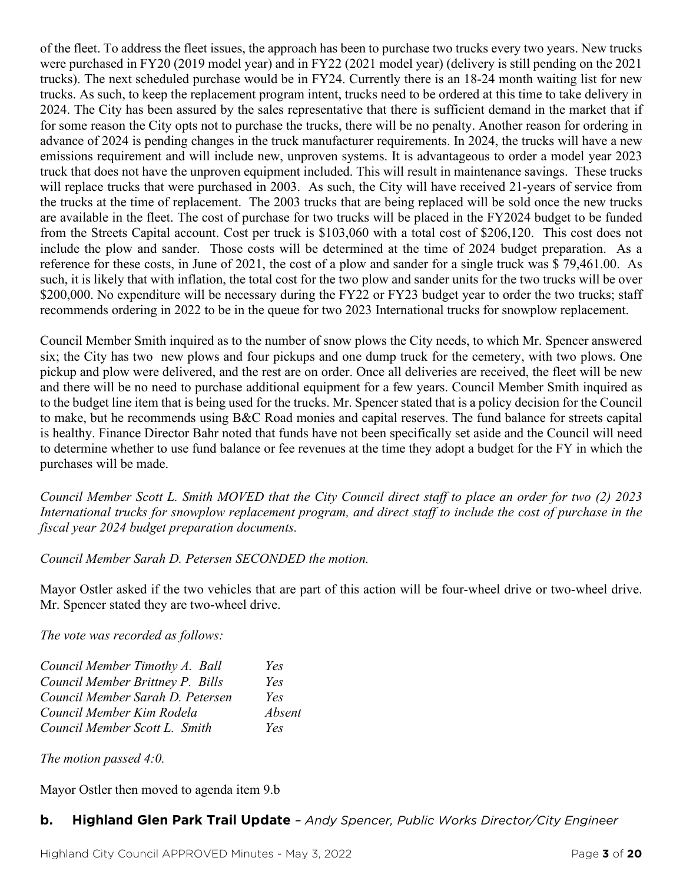of the fleet. To address the fleet issues, the approach has been to purchase two trucks every two years. New trucks were purchased in FY20 (2019 model year) and in FY22 (2021 model year) (delivery is still pending on the 2021 trucks). The next scheduled purchase would be in FY24. Currently there is an 18-24 month waiting list for new trucks. As such, to keep the replacement program intent, trucks need to be ordered at this time to take delivery in 2024. The City has been assured by the sales representative that there is sufficient demand in the market that if for some reason the City opts not to purchase the trucks, there will be no penalty. Another reason for ordering in advance of 2024 is pending changes in the truck manufacturer requirements. In 2024, the trucks will have a new emissions requirement and will include new, unproven systems. It is advantageous to order a model year 2023 truck that does not have the unproven equipment included. This will result in maintenance savings. These trucks will replace trucks that were purchased in 2003. As such, the City will have received 21-years of service from the trucks at the time of replacement. The 2003 trucks that are being replaced will be sold once the new trucks are available in the fleet. The cost of purchase for two trucks will be placed in the FY2024 budget to be funded from the Streets Capital account. Cost per truck is $103,060 with a total cost of $206,120. This cost does not include the plow and sander. Those costs will be determined at the time of 2024 budget preparation. As a reference for these costs, in June of 2021, the cost of a plow and sander for a single truck was $ 79,461.00. As such, it is likely that with inflation, the total cost for the two plow and sander units for the two trucks will be over $200,000. No expenditure will be necessary during the FY22 or FY23 budget year to order the two trucks; staff recommends ordering in 2022 to be in the queue for two 2023 International trucks for snowplow replacement.

Council Member Smith inquired as to the number of snow plows the City needs, to which Mr. Spencer answered six; the City has two new plows and four pickups and one dump truck for the cemetery, with two plows. One pickup and plow were delivered, and the rest are on order. Once all deliveries are received, the fleet will be new and there will be no need to purchase additional equipment for a few years. Council Member Smith inquired as to the budget line item that is being used for the trucks. Mr. Spencer stated that is a policy decision for the Council to make, but he recommends using B&C Road monies and capital reserves. The fund balance for streets capital is healthy. Finance Director Bahr noted that funds have not been specifically set aside and the Council will need to determine whether to use fund balance or fee revenues at the time they adopt a budget for the FY in which the purchases will be made.

*Council Member Scott L. Smith MOVED that the City Council direct staff to place an order for two (2) 2023 International trucks for snowplow replacement program, and direct staff to include the cost of purchase in the fiscal year 2024 budget preparation documents.*

*Council Member Sarah D. Petersen SECONDED the motion.*

Mayor Ostler asked if the two vehicles that are part of this action will be four-wheel drive or two-wheel drive. Mr. Spencer stated they are two-wheel drive.

*The vote was recorded as follows:*

| | |
|---|---|
| *Council Member Timothy A. Ball* | *Yes* |
| *Council Member Brittney P. Bills* | *Yes* |
| *Council Member Sarah D. Petersen* | *Yes* |
| *Council Member Kim Rodela* | *Absent* |
| *Council Member Scott L. Smith* | *Yes* |

*The motion passed 4:0.*

Mayor Ostler then moved to agenda item 9.b

### b. Highland Glen Park Trail Update – *Andy Spencer, Public Works Director/City Engineer*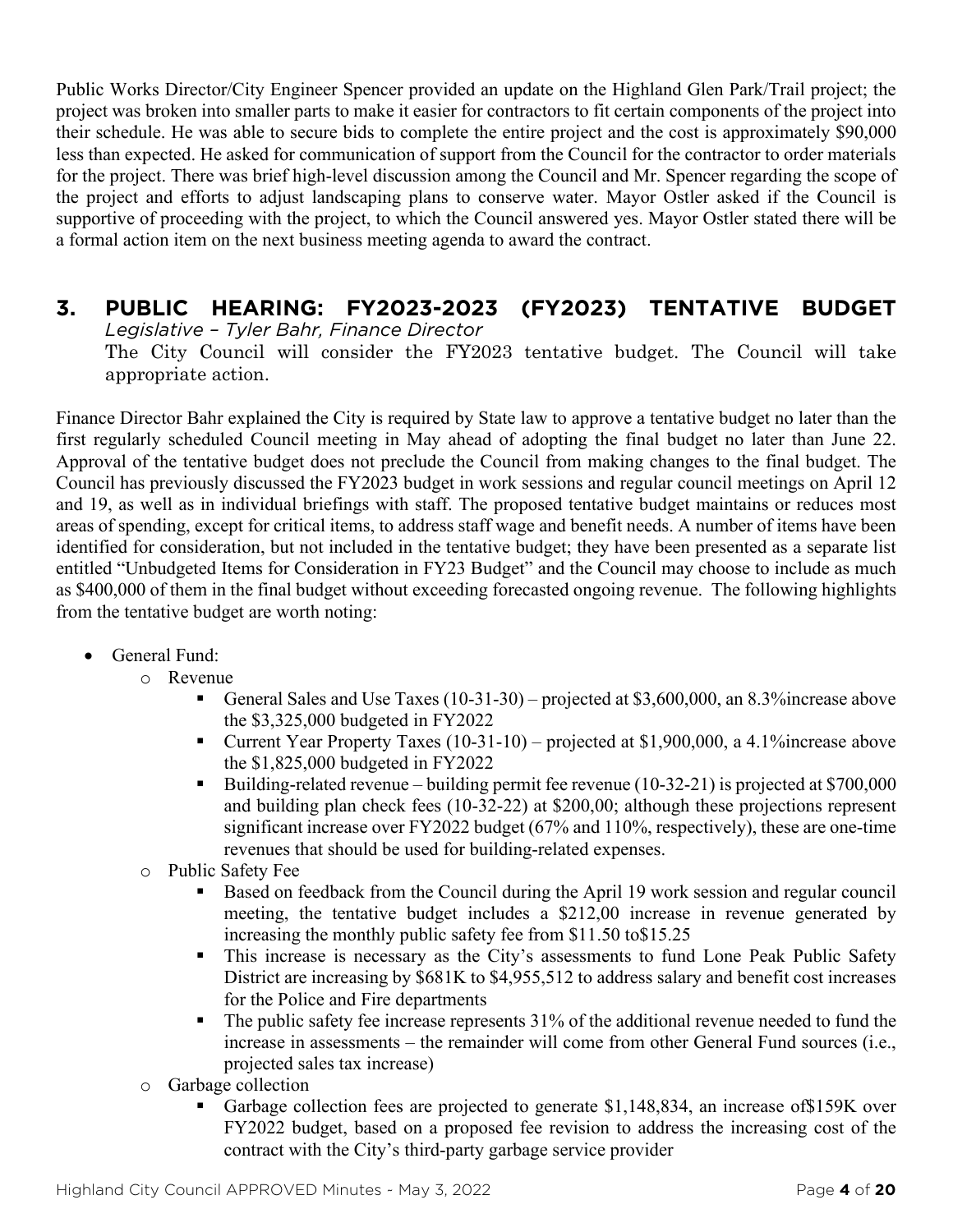Public Works Director/City Engineer Spencer provided an update on the Highland Glen Park/Trail project; the project was broken into smaller parts to make it easier for contractors to fit certain components of the project into their schedule. He was able to secure bids to complete the entire project and the cost is approximately $90,000 less than expected. He asked for communication of support from the Council for the contractor to order materials for the project. There was brief high-level discussion among the Council and Mr. Spencer regarding the scope of the project and efforts to adjust landscaping plans to conserve water. Mayor Ostler asked if the Council is supportive of proceeding with the project, to which the Council answered yes. Mayor Ostler stated there will be a formal action item on the next business meeting agenda to award the contract.

## 3. PUBLIC HEARING: FY2023-2023 (FY2023) TENTATIVE BUDGET

*Legislative – Tyler Bahr, Finance Director*

The City Council will consider the FY2023 tentative budget. The Council will take appropriate action.

Finance Director Bahr explained the City is required by State law to approve a tentative budget no later than the first regularly scheduled Council meeting in May ahead of adopting the final budget no later than June 22. Approval of the tentative budget does not preclude the Council from making changes to the final budget. The Council has previously discussed the FY2023 budget in work sessions and regular council meetings on April 12 and 19, as well as in individual briefings with staff. The proposed tentative budget maintains or reduces most areas of spending, except for critical items, to address staff wage and benefit needs. A number of items have been identified for consideration, but not included in the tentative budget; they have been presented as a separate list entitled "Unbudgeted Items for Consideration in FY23 Budget" and the Council may choose to include as much as $400,000 of them in the final budget without exceeding forecasted ongoing revenue. The following highlights from the tentative budget are worth noting:

- General Fund:
  - Revenue
    - General Sales and Use Taxes (10-31-30) – projected at $3,600,000, an 8.3%increase above the $3,325,000 budgeted in FY2022
    - Current Year Property Taxes (10-31-10) – projected at $1,900,000, a 4.1%increase above the $1,825,000 budgeted in FY2022
    - Building-related revenue – building permit fee revenue (10-32-21) is projected at $700,000 and building plan check fees (10-32-22) at $200,00; although these projections represent significant increase over FY2022 budget (67% and 110%, respectively), these are one-time revenues that should be used for building-related expenses.
  - Public Safety Fee
    - Based on feedback from the Council during the April 19 work session and regular council meeting, the tentative budget includes a $212,00 increase in revenue generated by increasing the monthly public safety fee from $11.50 to$15.25
    - This increase is necessary as the City's assessments to fund Lone Peak Public Safety District are increasing by $681K to $4,955,512 to address salary and benefit cost increases for the Police and Fire departments
    - The public safety fee increase represents 31% of the additional revenue needed to fund the increase in assessments – the remainder will come from other General Fund sources (i.e., projected sales tax increase)
  - Garbage collection
    - Garbage collection fees are projected to generate $1,148,834, an increase of$159K over FY2022 budget, based on a proposed fee revision to address the increasing cost of the contract with the City's third-party garbage service provider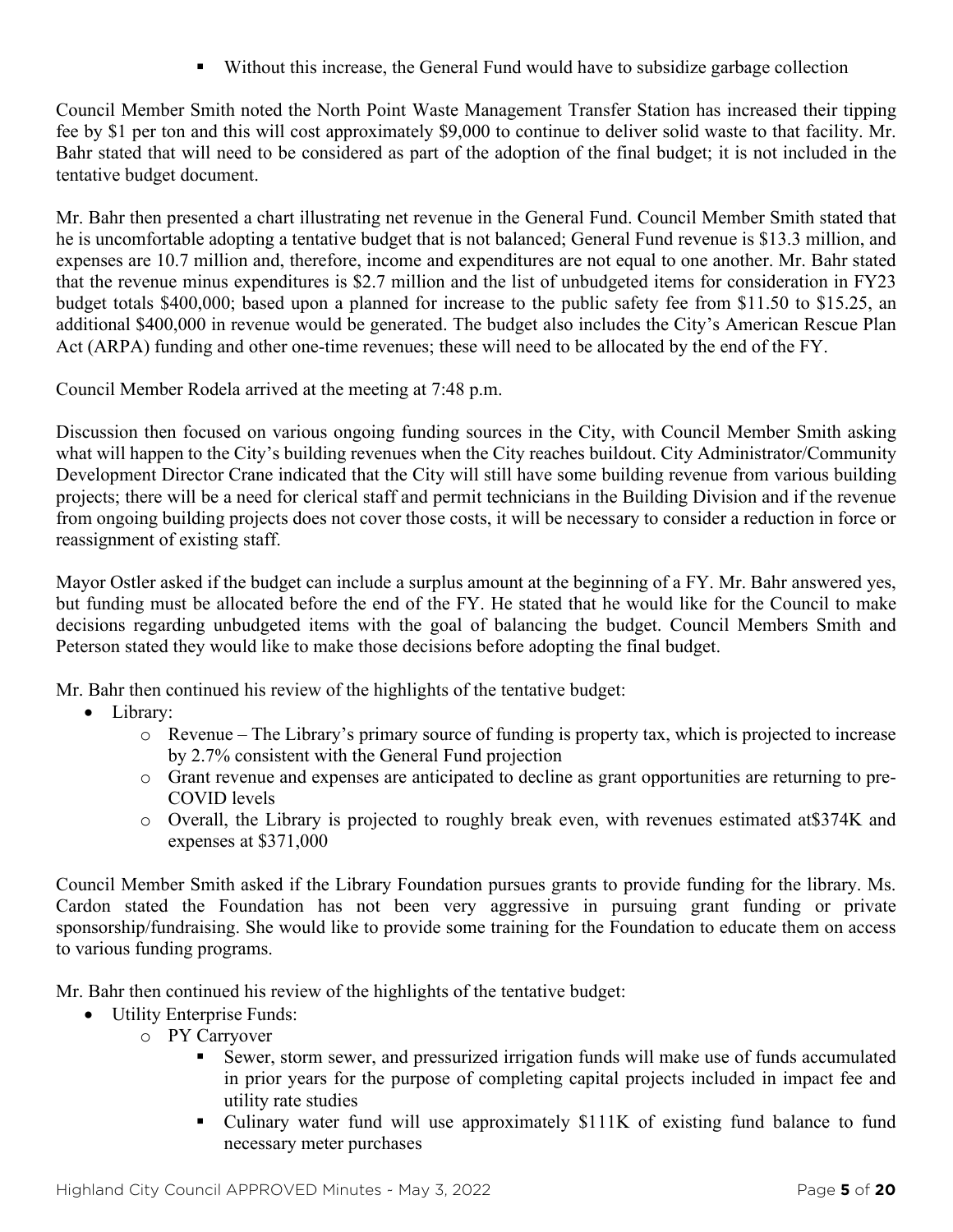- Without this increase, the General Fund would have to subsidize garbage collection

Council Member Smith noted the North Point Waste Management Transfer Station has increased their tipping fee by $1 per ton and this will cost approximately $9,000 to continue to deliver solid waste to that facility. Mr. Bahr stated that will need to be considered as part of the adoption of the final budget; it is not included in the tentative budget document.

Mr. Bahr then presented a chart illustrating net revenue in the General Fund. Council Member Smith stated that he is uncomfortable adopting a tentative budget that is not balanced; General Fund revenue is $13.3 million, and expenses are 10.7 million and, therefore, income and expenditures are not equal to one another. Mr. Bahr stated that the revenue minus expenditures is $2.7 million and the list of unbudgeted items for consideration in FY23 budget totals $400,000; based upon a planned for increase to the public safety fee from $11.50 to $15.25, an additional $400,000 in revenue would be generated. The budget also includes the City's American Rescue Plan Act (ARPA) funding and other one-time revenues; these will need to be allocated by the end of the FY.

Council Member Rodela arrived at the meeting at 7:48 p.m.

Discussion then focused on various ongoing funding sources in the City, with Council Member Smith asking what will happen to the City's building revenues when the City reaches buildout. City Administrator/Community Development Director Crane indicated that the City will still have some building revenue from various building projects; there will be a need for clerical staff and permit technicians in the Building Division and if the revenue from ongoing building projects does not cover those costs, it will be necessary to consider a reduction in force or reassignment of existing staff.

Mayor Ostler asked if the budget can include a surplus amount at the beginning of a FY. Mr. Bahr answered yes, but funding must be allocated before the end of the FY. He stated that he would like for the Council to make decisions regarding unbudgeted items with the goal of balancing the budget. Council Members Smith and Peterson stated they would like to make those decisions before adopting the final budget.

Mr. Bahr then continued his review of the highlights of the tentative budget:

- Library:
    - Revenue – The Library's primary source of funding is property tax, which is projected to increase by 2.7% consistent with the General Fund projection
    - Grant revenue and expenses are anticipated to decline as grant opportunities are returning to pre-COVID levels
    - Overall, the Library is projected to roughly break even, with revenues estimated at$374K and expenses at $371,000

Council Member Smith asked if the Library Foundation pursues grants to provide funding for the library. Ms. Cardon stated the Foundation has not been very aggressive in pursuing grant funding or private sponsorship/fundraising. She would like to provide some training for the Foundation to educate them on access to various funding programs.

Mr. Bahr then continued his review of the highlights of the tentative budget:

- Utility Enterprise Funds:
    - PY Carryover
        - Sewer, storm sewer, and pressurized irrigation funds will make use of funds accumulated in prior years for the purpose of completing capital projects included in impact fee and utility rate studies
        - Culinary water fund will use approximately $111K of existing fund balance to fund necessary meter purchases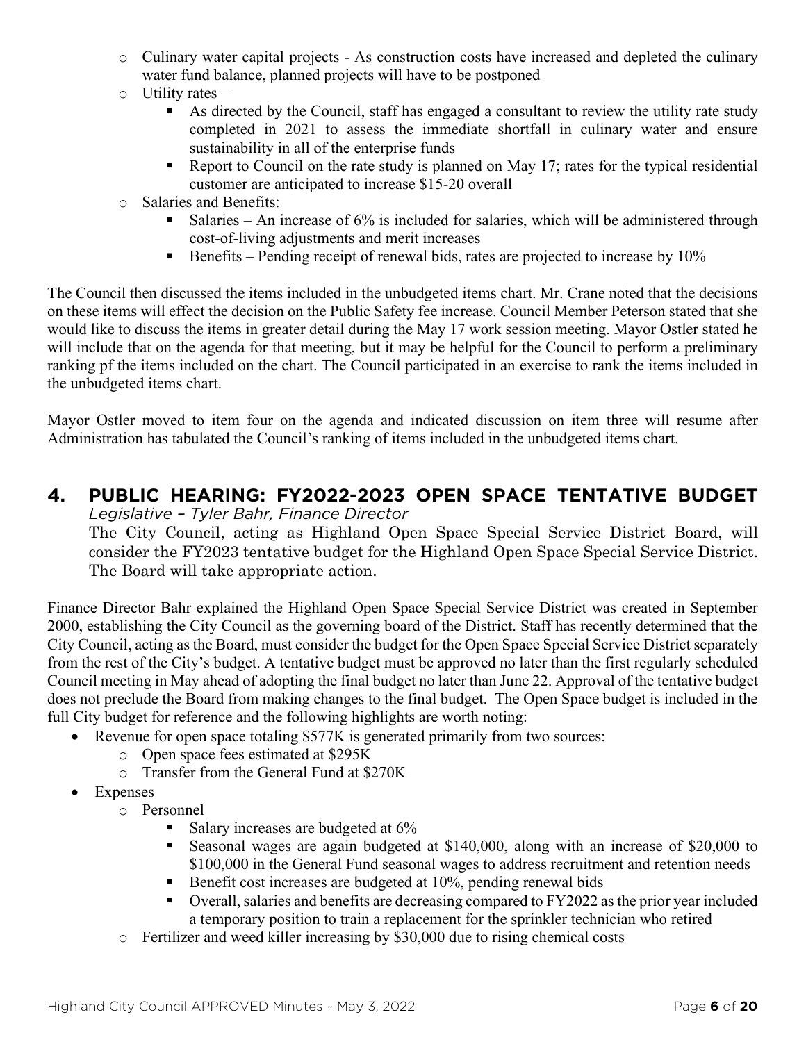- Culinary water capital projects - As construction costs have increased and depleted the culinary water fund balance, planned projects will have to be postponed
- Utility rates –
  - As directed by the Council, staff has engaged a consultant to review the utility rate study completed in 2021 to assess the immediate shortfall in culinary water and ensure sustainability in all of the enterprise funds
  - Report to Council on the rate study is planned on May 17; rates for the typical residential customer are anticipated to increase $15-20 overall
- Salaries and Benefits:
  - Salaries – An increase of 6% is included for salaries, which will be administered through cost-of-living adjustments and merit increases
  - Benefits – Pending receipt of renewal bids, rates are projected to increase by 10%

The Council then discussed the items included in the unbudgeted items chart. Mr. Crane noted that the decisions on these items will effect the decision on the Public Safety fee increase. Council Member Peterson stated that she would like to discuss the items in greater detail during the May 17 work session meeting. Mayor Ostler stated he will include that on the agenda for that meeting, but it may be helpful for the Council to perform a preliminary ranking pf the items included on the chart. The Council participated in an exercise to rank the items included in the unbudgeted items chart.

Mayor Ostler moved to item four on the agenda and indicated discussion on item three will resume after Administration has tabulated the Council's ranking of items included in the unbudgeted items chart.

## 4. PUBLIC HEARING: FY2022-2023 OPEN SPACE TENTATIVE BUDGET

*Legislative – Tyler Bahr, Finance Director*

The City Council, acting as Highland Open Space Special Service District Board, will consider the FY2023 tentative budget for the Highland Open Space Special Service District. The Board will take appropriate action.

Finance Director Bahr explained the Highland Open Space Special Service District was created in September 2000, establishing the City Council as the governing board of the District. Staff has recently determined that the City Council, acting as the Board, must consider the budget for the Open Space Special Service District separately from the rest of the City's budget. A tentative budget must be approved no later than the first regularly scheduled Council meeting in May ahead of adopting the final budget no later than June 22. Approval of the tentative budget does not preclude the Board from making changes to the final budget. The Open Space budget is included in the full City budget for reference and the following highlights are worth noting:

- Revenue for open space totaling $577K is generated primarily from two sources:
  - Open space fees estimated at $295K
  - Transfer from the General Fund at $270K
- Expenses
  - Personnel
    - Salary increases are budgeted at 6%
    - Seasonal wages are again budgeted at $140,000, along with an increase of $20,000 to $100,000 in the General Fund seasonal wages to address recruitment and retention needs
    - Benefit cost increases are budgeted at 10%, pending renewal bids
    - Overall, salaries and benefits are decreasing compared to FY2022 as the prior year included a temporary position to train a replacement for the sprinkler technician who retired
  - Fertilizer and weed killer increasing by $30,000 due to rising chemical costs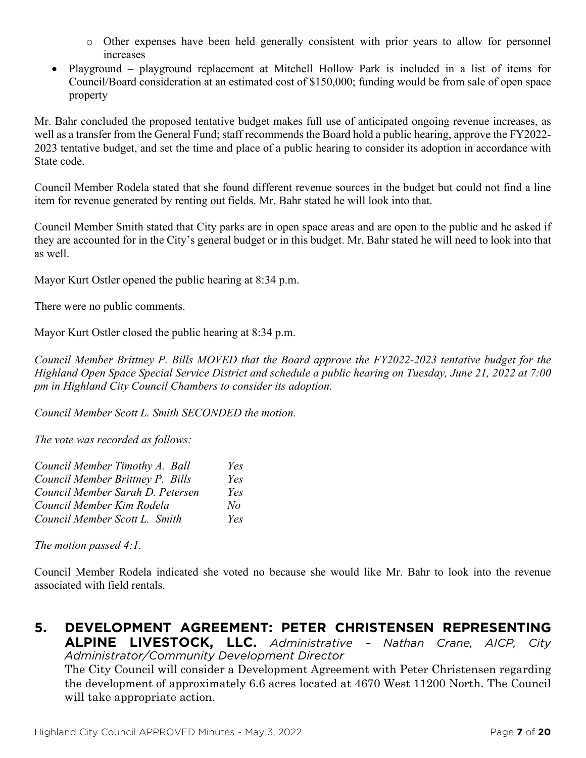- Other expenses have been held generally consistent with prior years to allow for personnel increases
- Playground – playground replacement at Mitchell Hollow Park is included in a list of items for Council/Board consideration at an estimated cost of $150,000; funding would be from sale of open space property

Mr. Bahr concluded the proposed tentative budget makes full use of anticipated ongoing revenue increases, as well as a transfer from the General Fund; staff recommends the Board hold a public hearing, approve the FY2022-2023 tentative budget, and set the time and place of a public hearing to consider its adoption in accordance with State code.

Council Member Rodela stated that she found different revenue sources in the budget but could not find a line item for revenue generated by renting out fields. Mr. Bahr stated he will look into that.

Council Member Smith stated that City parks are in open space areas and are open to the public and he asked if they are accounted for in the City's general budget or in this budget. Mr. Bahr stated he will need to look into that as well.

Mayor Kurt Ostler opened the public hearing at 8:34 p.m.

There were no public comments.

Mayor Kurt Ostler closed the public hearing at 8:34 p.m.

*Council Member Brittney P. Bills MOVED that the Board approve the FY2022-2023 tentative budget for the Highland Open Space Special Service District and schedule a public hearing on Tuesday, June 21, 2022 at 7:00 pm in Highland City Council Chambers to consider its adoption.*

*Council Member Scott L. Smith SECONDED the motion.*

*The vote was recorded as follows:*

| | |
|---|---|
| *Council Member Timothy A. Ball* | *Yes* |
| *Council Member Brittney P. Bills* | *Yes* |
| *Council Member Sarah D. Petersen* | *Yes* |
| *Council Member Kim Rodela* | *No* |
| *Council Member Scott L. Smith* | *Yes* |

*The motion passed 4:1.*

Council Member Rodela indicated she voted no because she would like Mr. Bahr to look into the revenue associated with field rentals.

## 5. DEVELOPMENT AGREEMENT: PETER CHRISTENSEN REPRESENTING ALPINE LIVESTOCK, LLC. *Administrative – Nathan Crane, AICP, City Administrator/Community Development Director*

The City Council will consider a Development Agreement with Peter Christensen regarding the development of approximately 6.6 acres located at 4670 West 11200 North. The Council will take appropriate action.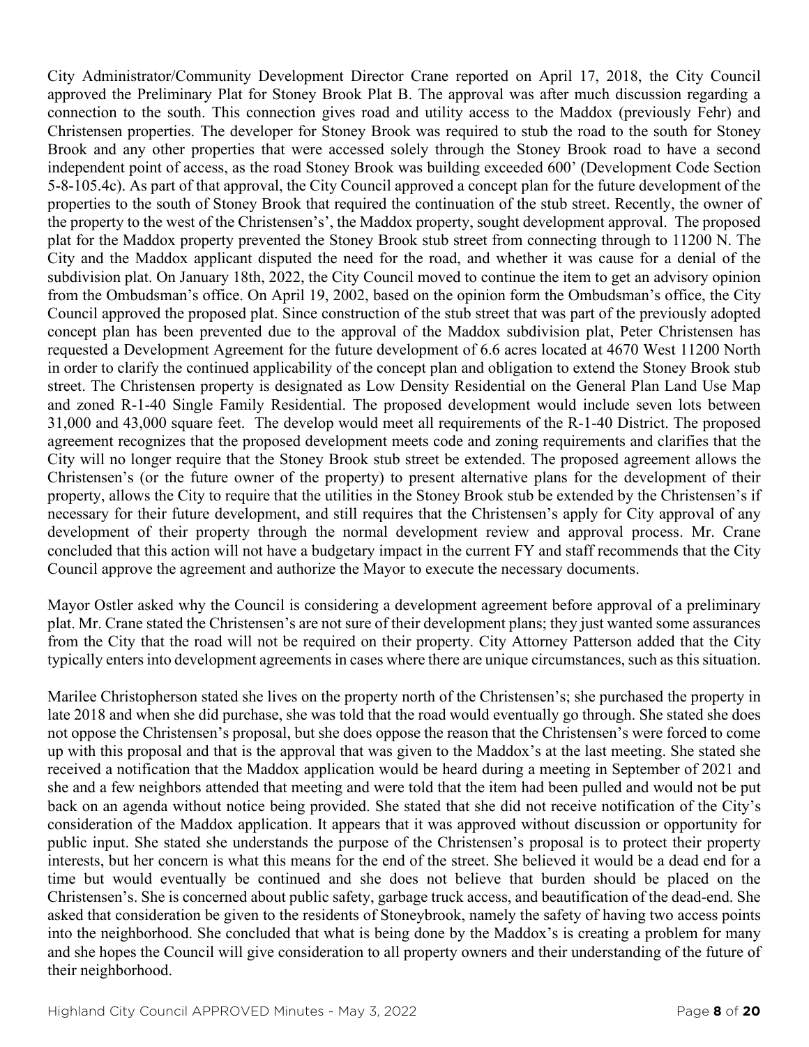City Administrator/Community Development Director Crane reported on April 17, 2018, the City Council approved the Preliminary Plat for Stoney Brook Plat B. The approval was after much discussion regarding a connection to the south. This connection gives road and utility access to the Maddox (previously Fehr) and Christensen properties. The developer for Stoney Brook was required to stub the road to the south for Stoney Brook and any other properties that were accessed solely through the Stoney Brook road to have a second independent point of access, as the road Stoney Brook was building exceeded 600' (Development Code Section 5-8-105.4c). As part of that approval, the City Council approved a concept plan for the future development of the properties to the south of Stoney Brook that required the continuation of the stub street. Recently, the owner of the property to the west of the Christensen's', the Maddox property, sought development approval. The proposed plat for the Maddox property prevented the Stoney Brook stub street from connecting through to 11200 N. The City and the Maddox applicant disputed the need for the road, and whether it was cause for a denial of the subdivision plat. On January 18th, 2022, the City Council moved to continue the item to get an advisory opinion from the Ombudsman's office. On April 19, 2002, based on the opinion form the Ombudsman's office, the City Council approved the proposed plat. Since construction of the stub street that was part of the previously adopted concept plan has been prevented due to the approval of the Maddox subdivision plat, Peter Christensen has requested a Development Agreement for the future development of 6.6 acres located at 4670 West 11200 North in order to clarify the continued applicability of the concept plan and obligation to extend the Stoney Brook stub street. The Christensen property is designated as Low Density Residential on the General Plan Land Use Map and zoned R-1-40 Single Family Residential. The proposed development would include seven lots between 31,000 and 43,000 square feet. The develop would meet all requirements of the R-1-40 District. The proposed agreement recognizes that the proposed development meets code and zoning requirements and clarifies that the City will no longer require that the Stoney Brook stub street be extended. The proposed agreement allows the Christensen's (or the future owner of the property) to present alternative plans for the development of their property, allows the City to require that the utilities in the Stoney Brook stub be extended by the Christensen's if necessary for their future development, and still requires that the Christensen's apply for City approval of any development of their property through the normal development review and approval process. Mr. Crane concluded that this action will not have a budgetary impact in the current FY and staff recommends that the City Council approve the agreement and authorize the Mayor to execute the necessary documents.

Mayor Ostler asked why the Council is considering a development agreement before approval of a preliminary plat. Mr. Crane stated the Christensen's are not sure of their development plans; they just wanted some assurances from the City that the road will not be required on their property. City Attorney Patterson added that the City typically enters into development agreements in cases where there are unique circumstances, such as this situation.

Marilee Christopherson stated she lives on the property north of the Christensen's; she purchased the property in late 2018 and when she did purchase, she was told that the road would eventually go through. She stated she does not oppose the Christensen's proposal, but she does oppose the reason that the Christensen's were forced to come up with this proposal and that is the approval that was given to the Maddox's at the last meeting. She stated she received a notification that the Maddox application would be heard during a meeting in September of 2021 and she and a few neighbors attended that meeting and were told that the item had been pulled and would not be put back on an agenda without notice being provided. She stated that she did not receive notification of the City's consideration of the Maddox application. It appears that it was approved without discussion or opportunity for public input. She stated she understands the purpose of the Christensen's proposal is to protect their property interests, but her concern is what this means for the end of the street. She believed it would be a dead end for a time but would eventually be continued and she does not believe that burden should be placed on the Christensen's. She is concerned about public safety, garbage truck access, and beautification of the dead-end. She asked that consideration be given to the residents of Stoneybrook, namely the safety of having two access points into the neighborhood. She concluded that what is being done by the Maddox's is creating a problem for many and she hopes the Council will give consideration to all property owners and their understanding of the future of their neighborhood.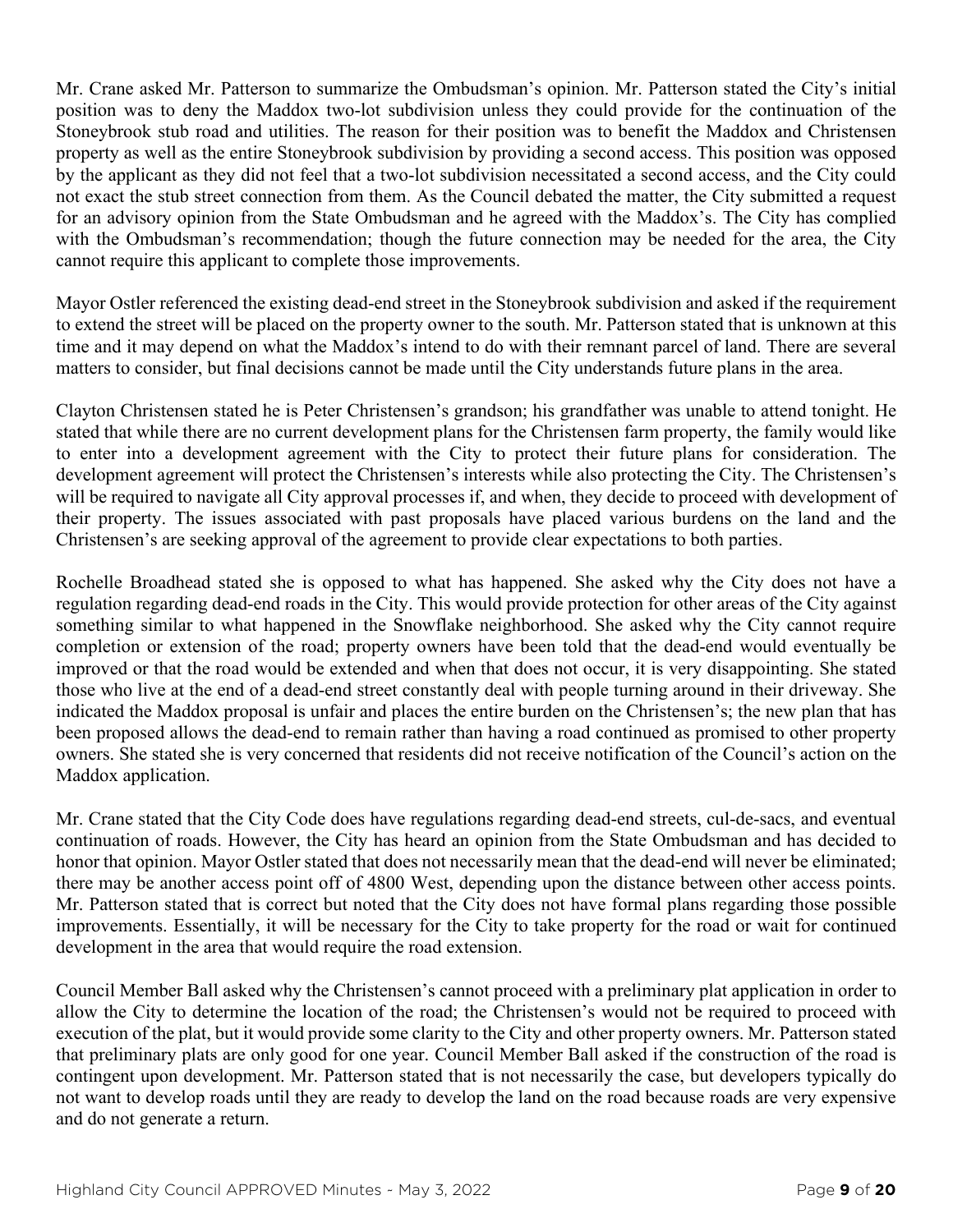Mr. Crane asked Mr. Patterson to summarize the Ombudsman's opinion. Mr. Patterson stated the City's initial position was to deny the Maddox two-lot subdivision unless they could provide for the continuation of the Stoneybrook stub road and utilities. The reason for their position was to benefit the Maddox and Christensen property as well as the entire Stoneybrook subdivision by providing a second access. This position was opposed by the applicant as they did not feel that a two-lot subdivision necessitated a second access, and the City could not exact the stub street connection from them. As the Council debated the matter, the City submitted a request for an advisory opinion from the State Ombudsman and he agreed with the Maddox's. The City has complied with the Ombudsman's recommendation; though the future connection may be needed for the area, the City cannot require this applicant to complete those improvements.

Mayor Ostler referenced the existing dead-end street in the Stoneybrook subdivision and asked if the requirement to extend the street will be placed on the property owner to the south. Mr. Patterson stated that is unknown at this time and it may depend on what the Maddox's intend to do with their remnant parcel of land. There are several matters to consider, but final decisions cannot be made until the City understands future plans in the area.

Clayton Christensen stated he is Peter Christensen's grandson; his grandfather was unable to attend tonight. He stated that while there are no current development plans for the Christensen farm property, the family would like to enter into a development agreement with the City to protect their future plans for consideration. The development agreement will protect the Christensen's interests while also protecting the City. The Christensen's will be required to navigate all City approval processes if, and when, they decide to proceed with development of their property. The issues associated with past proposals have placed various burdens on the land and the Christensen's are seeking approval of the agreement to provide clear expectations to both parties.

Rochelle Broadhead stated she is opposed to what has happened. She asked why the City does not have a regulation regarding dead-end roads in the City. This would provide protection for other areas of the City against something similar to what happened in the Snowflake neighborhood. She asked why the City cannot require completion or extension of the road; property owners have been told that the dead-end would eventually be improved or that the road would be extended and when that does not occur, it is very disappointing. She stated those who live at the end of a dead-end street constantly deal with people turning around in their driveway. She indicated the Maddox proposal is unfair and places the entire burden on the Christensen's; the new plan that has been proposed allows the dead-end to remain rather than having a road continued as promised to other property owners. She stated she is very concerned that residents did not receive notification of the Council's action on the Maddox application.

Mr. Crane stated that the City Code does have regulations regarding dead-end streets, cul-de-sacs, and eventual continuation of roads. However, the City has heard an opinion from the State Ombudsman and has decided to honor that opinion. Mayor Ostler stated that does not necessarily mean that the dead-end will never be eliminated; there may be another access point off of 4800 West, depending upon the distance between other access points. Mr. Patterson stated that is correct but noted that the City does not have formal plans regarding those possible improvements. Essentially, it will be necessary for the City to take property for the road or wait for continued development in the area that would require the road extension.

Council Member Ball asked why the Christensen's cannot proceed with a preliminary plat application in order to allow the City to determine the location of the road; the Christensen's would not be required to proceed with execution of the plat, but it would provide some clarity to the City and other property owners. Mr. Patterson stated that preliminary plats are only good for one year. Council Member Ball asked if the construction of the road is contingent upon development. Mr. Patterson stated that is not necessarily the case, but developers typically do not want to develop roads until they are ready to develop the land on the road because roads are very expensive and do not generate a return.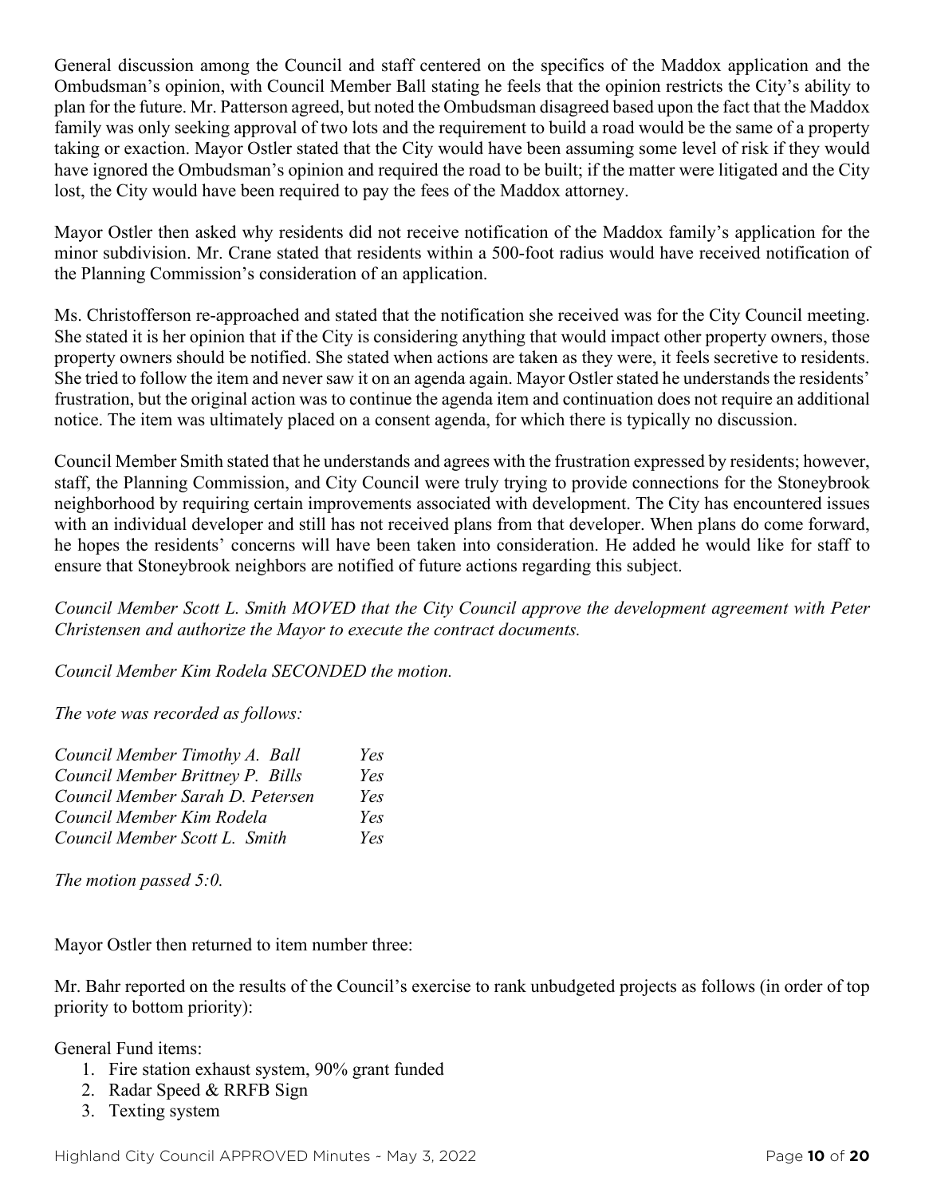General discussion among the Council and staff centered on the specifics of the Maddox application and the Ombudsman's opinion, with Council Member Ball stating he feels that the opinion restricts the City's ability to plan for the future. Mr. Patterson agreed, but noted the Ombudsman disagreed based upon the fact that the Maddox family was only seeking approval of two lots and the requirement to build a road would be the same of a property taking or exaction. Mayor Ostler stated that the City would have been assuming some level of risk if they would have ignored the Ombudsman's opinion and required the road to be built; if the matter were litigated and the City lost, the City would have been required to pay the fees of the Maddox attorney.

Mayor Ostler then asked why residents did not receive notification of the Maddox family's application for the minor subdivision. Mr. Crane stated that residents within a 500-foot radius would have received notification of the Planning Commission's consideration of an application.

Ms. Christofferson re-approached and stated that the notification she received was for the City Council meeting. She stated it is her opinion that if the City is considering anything that would impact other property owners, those property owners should be notified. She stated when actions are taken as they were, it feels secretive to residents. She tried to follow the item and never saw it on an agenda again. Mayor Ostler stated he understands the residents' frustration, but the original action was to continue the agenda item and continuation does not require an additional notice. The item was ultimately placed on a consent agenda, for which there is typically no discussion.

Council Member Smith stated that he understands and agrees with the frustration expressed by residents; however, staff, the Planning Commission, and City Council were truly trying to provide connections for the Stoneybrook neighborhood by requiring certain improvements associated with development. The City has encountered issues with an individual developer and still has not received plans from that developer. When plans do come forward, he hopes the residents' concerns will have been taken into consideration. He added he would like for staff to ensure that Stoneybrook neighbors are notified of future actions regarding this subject.

*Council Member Scott L. Smith MOVED that the City Council approve the development agreement with Peter Christensen and authorize the Mayor to execute the contract documents.*

*Council Member Kim Rodela SECONDED the motion.*

*The vote was recorded as follows:*

| | |
|---|---|
| *Council Member Timothy A. Ball* | *Yes* |
| *Council Member Brittney P. Bills* | *Yes* |
| *Council Member Sarah D. Petersen* | *Yes* |
| *Council Member Kim Rodela* | *Yes* |
| *Council Member Scott L. Smith* | *Yes* |

*The motion passed 5:0.*

Mayor Ostler then returned to item number three:

Mr. Bahr reported on the results of the Council's exercise to rank unbudgeted projects as follows (in order of top priority to bottom priority):

General Fund items:

1. Fire station exhaust system, 90% grant funded
2. Radar Speed & RRFB Sign
3. Texting system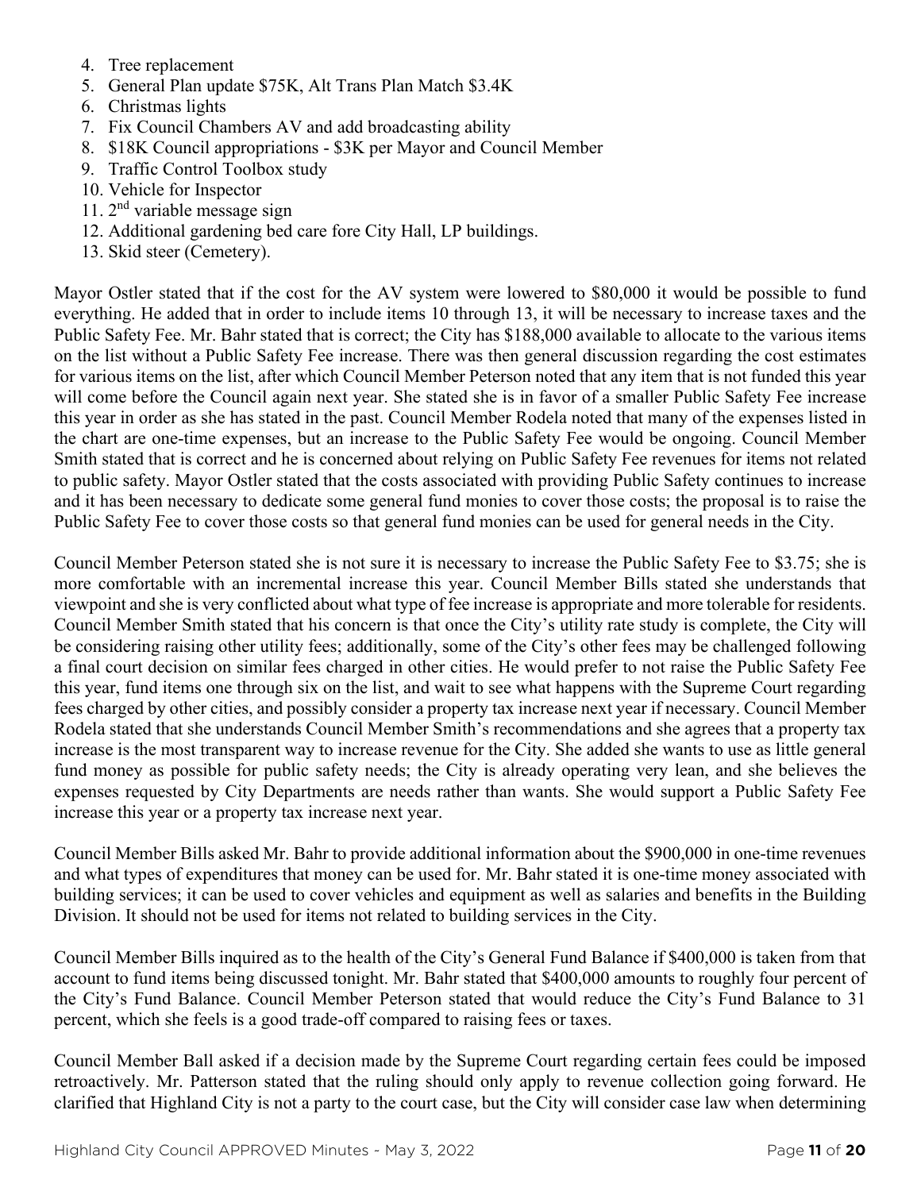4. Tree replacement
5. General Plan update $75K, Alt Trans Plan Match $3.4K
6. Christmas lights
7. Fix Council Chambers AV and add broadcasting ability
8. $18K Council appropriations - $3K per Mayor and Council Member
9. Traffic Control Toolbox study
10. Vehicle for Inspector
11. 2nd variable message sign
12. Additional gardening bed care fore City Hall, LP buildings.
13. Skid steer (Cemetery).

Mayor Ostler stated that if the cost for the AV system were lowered to $80,000 it would be possible to fund everything. He added that in order to include items 10 through 13, it will be necessary to increase taxes and the Public Safety Fee. Mr. Bahr stated that is correct; the City has $188,000 available to allocate to the various items on the list without a Public Safety Fee increase. There was then general discussion regarding the cost estimates for various items on the list, after which Council Member Peterson noted that any item that is not funded this year will come before the Council again next year. She stated she is in favor of a smaller Public Safety Fee increase this year in order as she has stated in the past. Council Member Rodela noted that many of the expenses listed in the chart are one-time expenses, but an increase to the Public Safety Fee would be ongoing. Council Member Smith stated that is correct and he is concerned about relying on Public Safety Fee revenues for items not related to public safety. Mayor Ostler stated that the costs associated with providing Public Safety continues to increase and it has been necessary to dedicate some general fund monies to cover those costs; the proposal is to raise the Public Safety Fee to cover those costs so that general fund monies can be used for general needs in the City.

Council Member Peterson stated she is not sure it is necessary to increase the Public Safety Fee to $3.75; she is more comfortable with an incremental increase this year. Council Member Bills stated she understands that viewpoint and she is very conflicted about what type of fee increase is appropriate and more tolerable for residents. Council Member Smith stated that his concern is that once the City's utility rate study is complete, the City will be considering raising other utility fees; additionally, some of the City's other fees may be challenged following a final court decision on similar fees charged in other cities. He would prefer to not raise the Public Safety Fee this year, fund items one through six on the list, and wait to see what happens with the Supreme Court regarding fees charged by other cities, and possibly consider a property tax increase next year if necessary. Council Member Rodela stated that she understands Council Member Smith's recommendations and she agrees that a property tax increase is the most transparent way to increase revenue for the City. She added she wants to use as little general fund money as possible for public safety needs; the City is already operating very lean, and she believes the expenses requested by City Departments are needs rather than wants. She would support a Public Safety Fee increase this year or a property tax increase next year.

Council Member Bills asked Mr. Bahr to provide additional information about the $900,000 in one-time revenues and what types of expenditures that money can be used for. Mr. Bahr stated it is one-time money associated with building services; it can be used to cover vehicles and equipment as well as salaries and benefits in the Building Division. It should not be used for items not related to building services in the City.

Council Member Bills inquired as to the health of the City's General Fund Balance if $400,000 is taken from that account to fund items being discussed tonight. Mr. Bahr stated that $400,000 amounts to roughly four percent of the City's Fund Balance. Council Member Peterson stated that would reduce the City's Fund Balance to 31 percent, which she feels is a good trade-off compared to raising fees or taxes.

Council Member Ball asked if a decision made by the Supreme Court regarding certain fees could be imposed retroactively. Mr. Patterson stated that the ruling should only apply to revenue collection going forward. He clarified that Highland City is not a party to the court case, but the City will consider case law when determining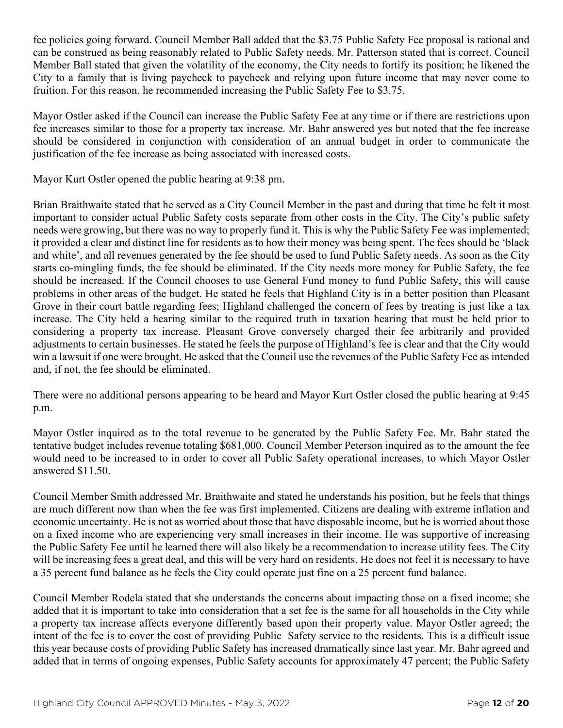fee policies going forward. Council Member Ball added that the $3.75 Public Safety Fee proposal is rational and can be construed as being reasonably related to Public Safety needs. Mr. Patterson stated that is correct. Council Member Ball stated that given the volatility of the economy, the City needs to fortify its position; he likened the City to a family that is living paycheck to paycheck and relying upon future income that may never come to fruition. For this reason, he recommended increasing the Public Safety Fee to $3.75.

Mayor Ostler asked if the Council can increase the Public Safety Fee at any time or if there are restrictions upon fee increases similar to those for a property tax increase. Mr. Bahr answered yes but noted that the fee increase should be considered in conjunction with consideration of an annual budget in order to communicate the justification of the fee increase as being associated with increased costs.

Mayor Kurt Ostler opened the public hearing at 9:38 pm.

Brian Braithwaite stated that he served as a City Council Member in the past and during that time he felt it most important to consider actual Public Safety costs separate from other costs in the City. The City's public safety needs were growing, but there was no way to properly fund it. This is why the Public Safety Fee was implemented; it provided a clear and distinct line for residents as to how their money was being spent. The fees should be 'black and white', and all revenues generated by the fee should be used to fund Public Safety needs. As soon as the City starts co-mingling funds, the fee should be eliminated. If the City needs more money for Public Safety, the fee should be increased. If the Council chooses to use General Fund money to fund Public Safety, this will cause problems in other areas of the budget. He stated he feels that Highland City is in a better position than Pleasant Grove in their court battle regarding fees; Highland challenged the concern of fees by treating is just like a tax increase. The City held a hearing similar to the required truth in taxation hearing that must be held prior to considering a property tax increase. Pleasant Grove conversely charged their fee arbitrarily and provided adjustments to certain businesses. He stated he feels the purpose of Highland's fee is clear and that the City would win a lawsuit if one were brought. He asked that the Council use the revenues of the Public Safety Fee as intended and, if not, the fee should be eliminated.

There were no additional persons appearing to be heard and Mayor Kurt Ostler closed the public hearing at 9:45 p.m.

Mayor Ostler inquired as to the total revenue to be generated by the Public Safety Fee. Mr. Bahr stated the tentative budget includes revenue totaling $681,000. Council Member Peterson inquired as to the amount the fee would need to be increased to in order to cover all Public Safety operational increases, to which Mayor Ostler answered $11.50.

Council Member Smith addressed Mr. Braithwaite and stated he understands his position, but he feels that things are much different now than when the fee was first implemented. Citizens are dealing with extreme inflation and economic uncertainty. He is not as worried about those that have disposable income, but he is worried about those on a fixed income who are experiencing very small increases in their income. He was supportive of increasing the Public Safety Fee until he learned there will also likely be a recommendation to increase utility fees. The City will be increasing fees a great deal, and this will be very hard on residents. He does not feel it is necessary to have a 35 percent fund balance as he feels the City could operate just fine on a 25 percent fund balance.

Council Member Rodela stated that she understands the concerns about impacting those on a fixed income; she added that it is important to take into consideration that a set fee is the same for all households in the City while a property tax increase affects everyone differently based upon their property value. Mayor Ostler agreed; the intent of the fee is to cover the cost of providing Public Safety service to the residents. This is a difficult issue this year because costs of providing Public Safety has increased dramatically since last year. Mr. Bahr agreed and added that in terms of ongoing expenses, Public Safety accounts for approximately 47 percent; the Public Safety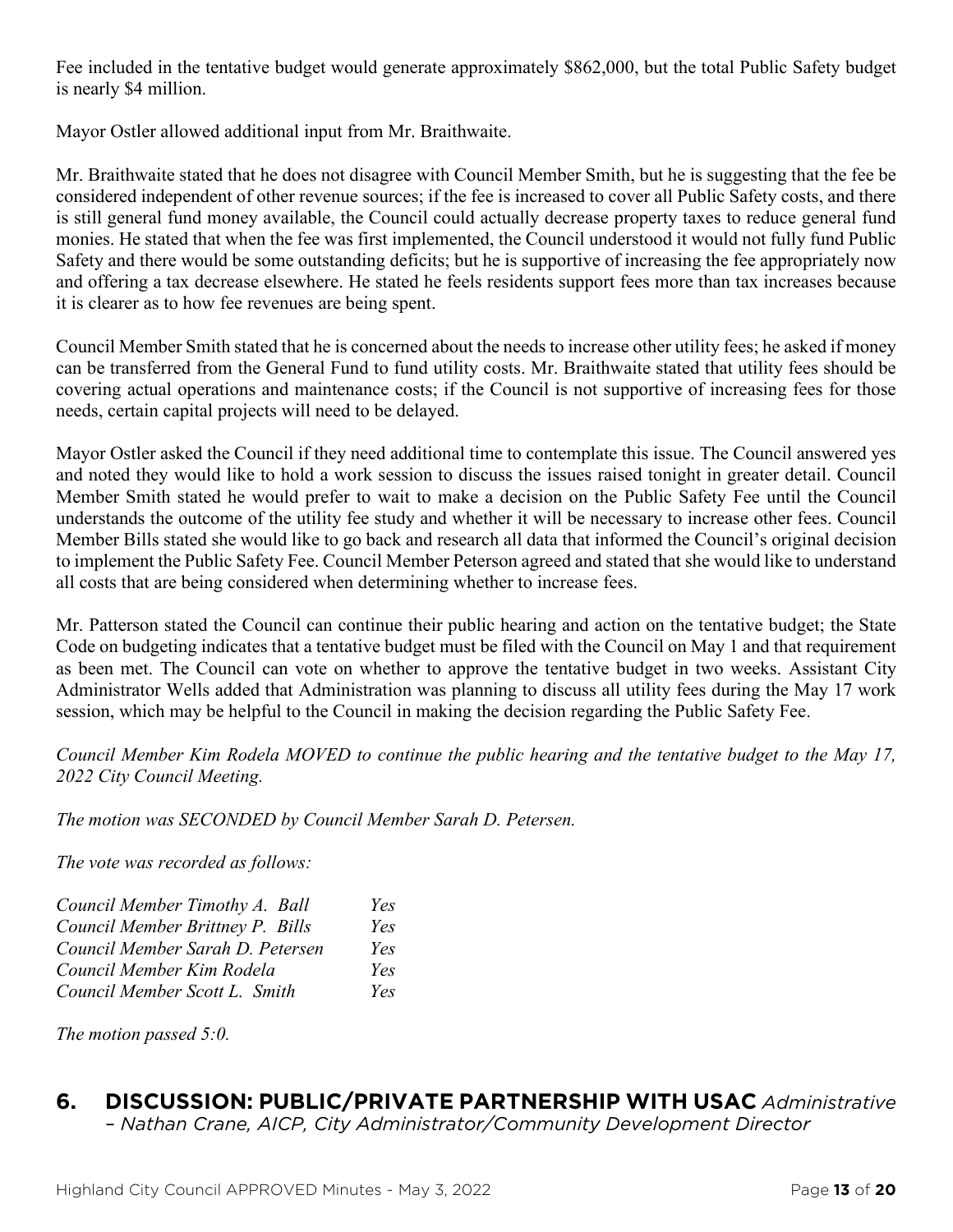Fee included in the tentative budget would generate approximately $862,000, but the total Public Safety budget is nearly $4 million.

Mayor Ostler allowed additional input from Mr. Braithwaite.

Mr. Braithwaite stated that he does not disagree with Council Member Smith, but he is suggesting that the fee be considered independent of other revenue sources; if the fee is increased to cover all Public Safety costs, and there is still general fund money available, the Council could actually decrease property taxes to reduce general fund monies. He stated that when the fee was first implemented, the Council understood it would not fully fund Public Safety and there would be some outstanding deficits; but he is supportive of increasing the fee appropriately now and offering a tax decrease elsewhere. He stated he feels residents support fees more than tax increases because it is clearer as to how fee revenues are being spent.

Council Member Smith stated that he is concerned about the needs to increase other utility fees; he asked if money can be transferred from the General Fund to fund utility costs. Mr. Braithwaite stated that utility fees should be covering actual operations and maintenance costs; if the Council is not supportive of increasing fees for those needs, certain capital projects will need to be delayed.

Mayor Ostler asked the Council if they need additional time to contemplate this issue. The Council answered yes and noted they would like to hold a work session to discuss the issues raised tonight in greater detail. Council Member Smith stated he would prefer to wait to make a decision on the Public Safety Fee until the Council understands the outcome of the utility fee study and whether it will be necessary to increase other fees. Council Member Bills stated she would like to go back and research all data that informed the Council's original decision to implement the Public Safety Fee. Council Member Peterson agreed and stated that she would like to understand all costs that are being considered when determining whether to increase fees.

Mr. Patterson stated the Council can continue their public hearing and action on the tentative budget; the State Code on budgeting indicates that a tentative budget must be filed with the Council on May 1 and that requirement as been met. The Council can vote on whether to approve the tentative budget in two weeks. Assistant City Administrator Wells added that Administration was planning to discuss all utility fees during the May 17 work session, which may be helpful to the Council in making the decision regarding the Public Safety Fee.

*Council Member Kim Rodela MOVED to continue the public hearing and the tentative budget to the May 17, 2022 City Council Meeting.*

*The motion was SECONDED by Council Member Sarah D. Petersen.*

*The vote was recorded as follows:*

| | |
|---|---|
| *Council Member Timothy A. Ball* | *Yes* |
| *Council Member Brittney P. Bills* | *Yes* |
| *Council Member Sarah D. Petersen* | *Yes* |
| *Council Member Kim Rodela* | *Yes* |
| *Council Member Scott L. Smith* | *Yes* |

*The motion passed 5:0.*

## 6. DISCUSSION: PUBLIC/PRIVATE PARTNERSHIP WITH USAC *Administrative – Nathan Crane, AICP, City Administrator/Community Development Director*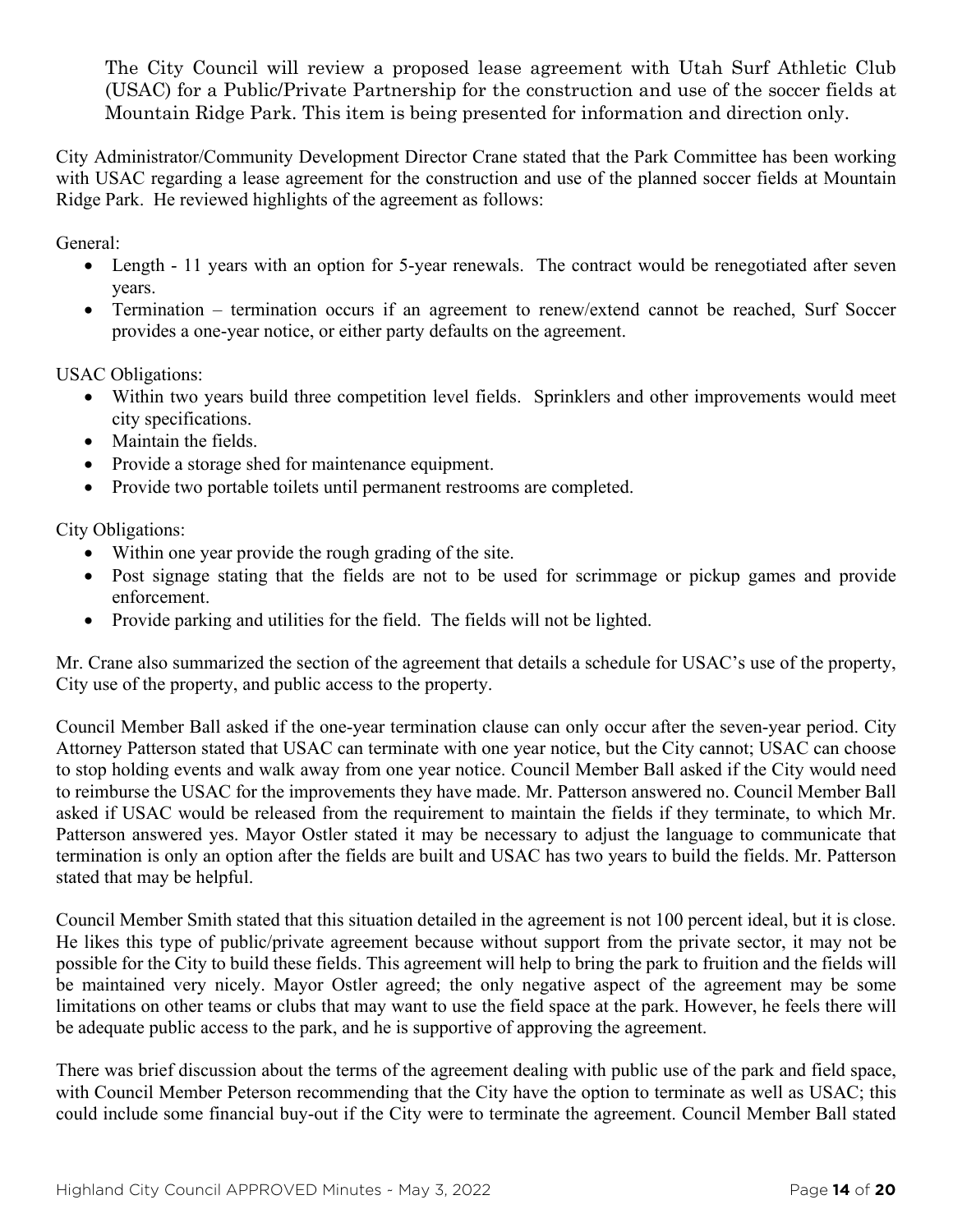The City Council will review a proposed lease agreement with Utah Surf Athletic Club (USAC) for a Public/Private Partnership for the construction and use of the soccer fields at Mountain Ridge Park. This item is being presented for information and direction only.

City Administrator/Community Development Director Crane stated that the Park Committee has been working with USAC regarding a lease agreement for the construction and use of the planned soccer fields at Mountain Ridge Park. He reviewed highlights of the agreement as follows:

General:

- Length - 11 years with an option for 5-year renewals. The contract would be renegotiated after seven years.
- Termination – termination occurs if an agreement to renew/extend cannot be reached, Surf Soccer provides a one-year notice, or either party defaults on the agreement.

USAC Obligations:

- Within two years build three competition level fields. Sprinklers and other improvements would meet city specifications.
- Maintain the fields.
- Provide a storage shed for maintenance equipment.
- Provide two portable toilets until permanent restrooms are completed.

City Obligations:

- Within one year provide the rough grading of the site.
- Post signage stating that the fields are not to be used for scrimmage or pickup games and provide enforcement.
- Provide parking and utilities for the field. The fields will not be lighted.

Mr. Crane also summarized the section of the agreement that details a schedule for USAC's use of the property, City use of the property, and public access to the property.

Council Member Ball asked if the one-year termination clause can only occur after the seven-year period. City Attorney Patterson stated that USAC can terminate with one year notice, but the City cannot; USAC can choose to stop holding events and walk away from one year notice. Council Member Ball asked if the City would need to reimburse the USAC for the improvements they have made. Mr. Patterson answered no. Council Member Ball asked if USAC would be released from the requirement to maintain the fields if they terminate, to which Mr. Patterson answered yes. Mayor Ostler stated it may be necessary to adjust the language to communicate that termination is only an option after the fields are built and USAC has two years to build the fields. Mr. Patterson stated that may be helpful.

Council Member Smith stated that this situation detailed in the agreement is not 100 percent ideal, but it is close. He likes this type of public/private agreement because without support from the private sector, it may not be possible for the City to build these fields. This agreement will help to bring the park to fruition and the fields will be maintained very nicely. Mayor Ostler agreed; the only negative aspect of the agreement may be some limitations on other teams or clubs that may want to use the field space at the park. However, he feels there will be adequate public access to the park, and he is supportive of approving the agreement.

There was brief discussion about the terms of the agreement dealing with public use of the park and field space, with Council Member Peterson recommending that the City have the option to terminate as well as USAC; this could include some financial buy-out if the City were to terminate the agreement. Council Member Ball stated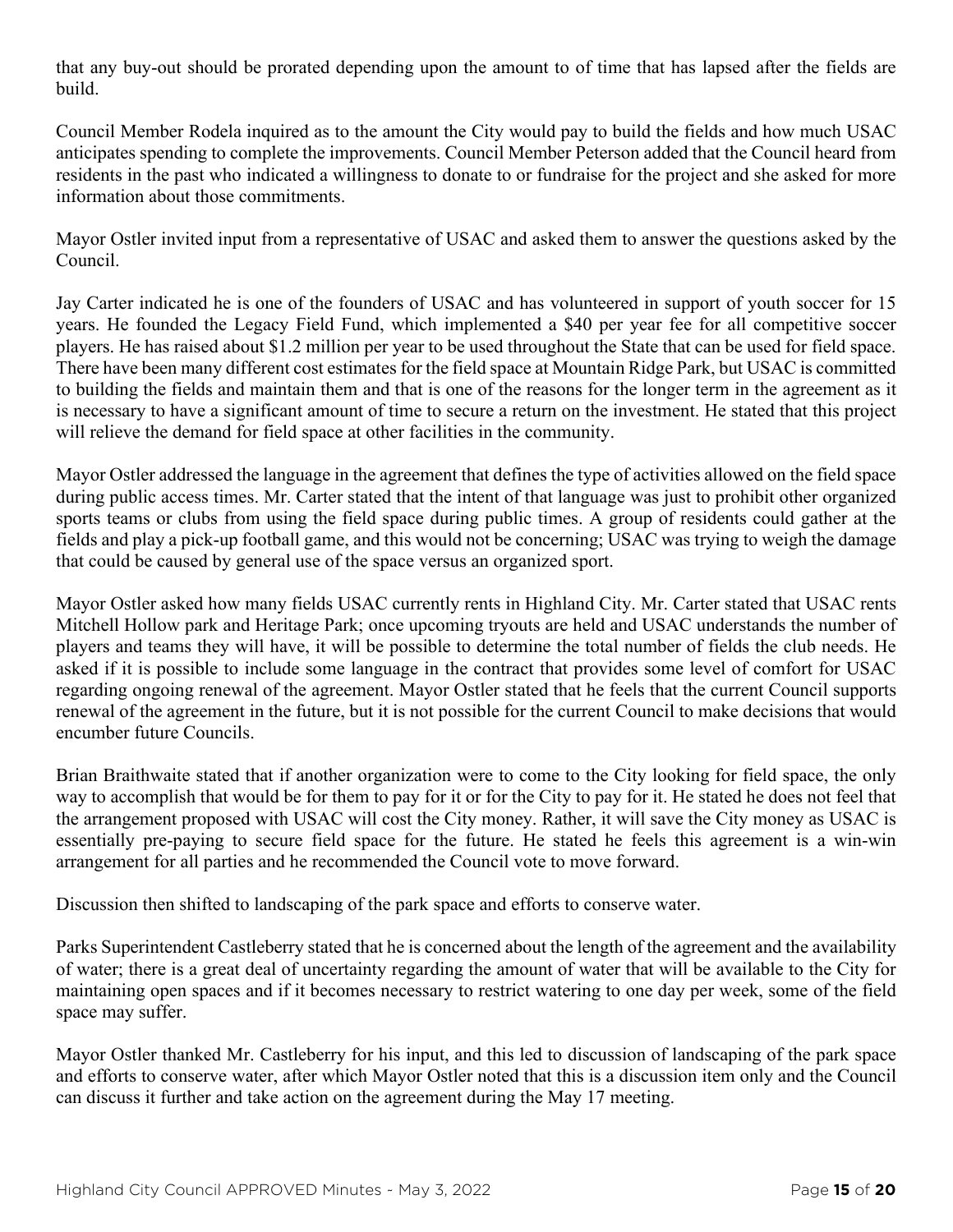that any buy-out should be prorated depending upon the amount to of time that has lapsed after the fields are build.

Council Member Rodela inquired as to the amount the City would pay to build the fields and how much USAC anticipates spending to complete the improvements. Council Member Peterson added that the Council heard from residents in the past who indicated a willingness to donate to or fundraise for the project and she asked for more information about those commitments.

Mayor Ostler invited input from a representative of USAC and asked them to answer the questions asked by the Council.

Jay Carter indicated he is one of the founders of USAC and has volunteered in support of youth soccer for 15 years. He founded the Legacy Field Fund, which implemented a $40 per year fee for all competitive soccer players. He has raised about $1.2 million per year to be used throughout the State that can be used for field space. There have been many different cost estimates for the field space at Mountain Ridge Park, but USAC is committed to building the fields and maintain them and that is one of the reasons for the longer term in the agreement as it is necessary to have a significant amount of time to secure a return on the investment. He stated that this project will relieve the demand for field space at other facilities in the community.

Mayor Ostler addressed the language in the agreement that defines the type of activities allowed on the field space during public access times. Mr. Carter stated that the intent of that language was just to prohibit other organized sports teams or clubs from using the field space during public times. A group of residents could gather at the fields and play a pick-up football game, and this would not be concerning; USAC was trying to weigh the damage that could be caused by general use of the space versus an organized sport.

Mayor Ostler asked how many fields USAC currently rents in Highland City. Mr. Carter stated that USAC rents Mitchell Hollow park and Heritage Park; once upcoming tryouts are held and USAC understands the number of players and teams they will have, it will be possible to determine the total number of fields the club needs. He asked if it is possible to include some language in the contract that provides some level of comfort for USAC regarding ongoing renewal of the agreement. Mayor Ostler stated that he feels that the current Council supports renewal of the agreement in the future, but it is not possible for the current Council to make decisions that would encumber future Councils.

Brian Braithwaite stated that if another organization were to come to the City looking for field space, the only way to accomplish that would be for them to pay for it or for the City to pay for it. He stated he does not feel that the arrangement proposed with USAC will cost the City money. Rather, it will save the City money as USAC is essentially pre-paying to secure field space for the future. He stated he feels this agreement is a win-win arrangement for all parties and he recommended the Council vote to move forward.

Discussion then shifted to landscaping of the park space and efforts to conserve water.

Parks Superintendent Castleberry stated that he is concerned about the length of the agreement and the availability of water; there is a great deal of uncertainty regarding the amount of water that will be available to the City for maintaining open spaces and if it becomes necessary to restrict watering to one day per week, some of the field space may suffer.

Mayor Ostler thanked Mr. Castleberry for his input, and this led to discussion of landscaping of the park space and efforts to conserve water, after which Mayor Ostler noted that this is a discussion item only and the Council can discuss it further and take action on the agreement during the May 17 meeting.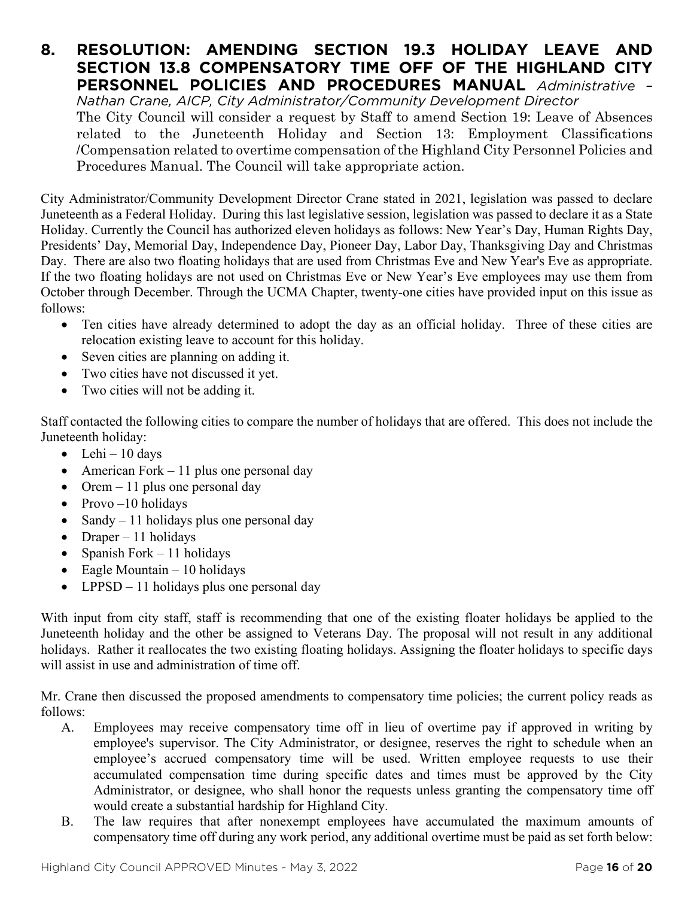## 8. RESOLUTION: AMENDING SECTION 19.3 HOLIDAY LEAVE AND SECTION 13.8 COMPENSATORY TIME OFF OF THE HIGHLAND CITY PERSONNEL POLICIES AND PROCEDURES MANUAL *Administrative – Nathan Crane, AICP, City Administrator/Community Development Director*

The City Council will consider a request by Staff to amend Section 19: Leave of Absences related to the Juneteenth Holiday and Section 13: Employment Classifications /Compensation related to overtime compensation of the Highland City Personnel Policies and Procedures Manual. The Council will take appropriate action.

City Administrator/Community Development Director Crane stated in 2021, legislation was passed to declare Juneteenth as a Federal Holiday. During this last legislative session, legislation was passed to declare it as a State Holiday. Currently the Council has authorized eleven holidays as follows: New Year's Day, Human Rights Day, Presidents' Day, Memorial Day, Independence Day, Pioneer Day, Labor Day, Thanksgiving Day and Christmas Day. There are also two floating holidays that are used from Christmas Eve and New Year's Eve as appropriate. If the two floating holidays are not used on Christmas Eve or New Year's Eve employees may use them from October through December. Through the UCMA Chapter, twenty-one cities have provided input on this issue as follows:

- Ten cities have already determined to adopt the day as an official holiday. Three of these cities are relocation existing leave to account for this holiday.
- Seven cities are planning on adding it.
- Two cities have not discussed it yet.
- Two cities will not be adding it.

Staff contacted the following cities to compare the number of holidays that are offered. This does not include the Juneteenth holiday:

- Lehi – 10 days
- American Fork – 11 plus one personal day
- Orem – 11 plus one personal day
- Provo –10 holidays
- Sandy – 11 holidays plus one personal day
- Draper – 11 holidays
- Spanish Fork – 11 holidays
- Eagle Mountain – 10 holidays
- LPPSD – 11 holidays plus one personal day

With input from city staff, staff is recommending that one of the existing floater holidays be applied to the Juneteenth holiday and the other be assigned to Veterans Day. The proposal will not result in any additional holidays. Rather it reallocates the two existing floating holidays. Assigning the floater holidays to specific days will assist in use and administration of time off.

Mr. Crane then discussed the proposed amendments to compensatory time policies; the current policy reads as follows:

A. Employees may receive compensatory time off in lieu of overtime pay if approved in writing by employee's supervisor. The City Administrator, or designee, reserves the right to schedule when an employee's accrued compensatory time will be used. Written employee requests to use their accumulated compensation time during specific dates and times must be approved by the City Administrator, or designee, who shall honor the requests unless granting the compensatory time off would create a substantial hardship for Highland City.

B. The law requires that after nonexempt employees have accumulated the maximum amounts of compensatory time off during any work period, any additional overtime must be paid as set forth below: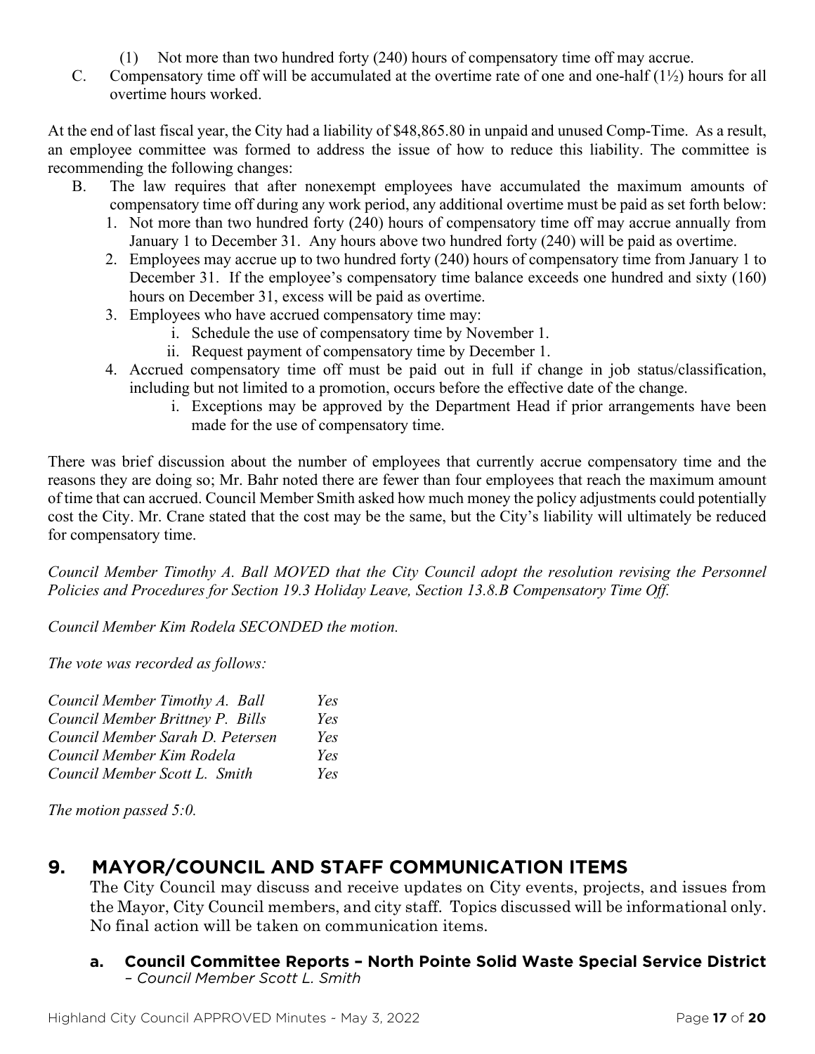(1) Not more than two hundred forty (240) hours of compensatory time off may accrue.

C. Compensatory time off will be accumulated at the overtime rate of one and one-half (1½) hours for all overtime hours worked.

At the end of last fiscal year, the City had a liability of $48,865.80 in unpaid and unused Comp-Time. As a result, an employee committee was formed to address the issue of how to reduce this liability. The committee is recommending the following changes:

B. The law requires that after nonexempt employees have accumulated the maximum amounts of compensatory time off during any work period, any additional overtime must be paid as set forth below:
   1. Not more than two hundred forty (240) hours of compensatory time off may accrue annually from January 1 to December 31. Any hours above two hundred forty (240) will be paid as overtime.
   2. Employees may accrue up to two hundred forty (240) hours of compensatory time from January 1 to December 31. If the employee's compensatory time balance exceeds one hundred and sixty (160) hours on December 31, excess will be paid as overtime.
   3. Employees who have accrued compensatory time may:
      i. Schedule the use of compensatory time by November 1.
      ii. Request payment of compensatory time by December 1.
   4. Accrued compensatory time off must be paid out in full if change in job status/classification, including but not limited to a promotion, occurs before the effective date of the change.
      i. Exceptions may be approved by the Department Head if prior arrangements have been made for the use of compensatory time.

There was brief discussion about the number of employees that currently accrue compensatory time and the reasons they are doing so; Mr. Bahr noted there are fewer than four employees that reach the maximum amount of time that can accrued. Council Member Smith asked how much money the policy adjustments could potentially cost the City. Mr. Crane stated that the cost may be the same, but the City's liability will ultimately be reduced for compensatory time.

*Council Member Timothy A. Ball MOVED that the City Council adopt the resolution revising the Personnel Policies and Procedures for Section 19.3 Holiday Leave, Section 13.8.B Compensatory Time Off.*

*Council Member Kim Rodela SECONDED the motion.*

*The vote was recorded as follows:*

| | |
|---|---|
| *Council Member Timothy A. Ball* | *Yes* |
| *Council Member Brittney P. Bills* | *Yes* |
| *Council Member Sarah D. Petersen* | *Yes* |
| *Council Member Kim Rodela* | *Yes* |
| *Council Member Scott L. Smith* | *Yes* |

*The motion passed 5:0.*

## 9. MAYOR/COUNCIL AND STAFF COMMUNICATION ITEMS

The City Council may discuss and receive updates on City events, projects, and issues from the Mayor, City Council members, and city staff. Topics discussed will be informational only. No final action will be taken on communication items.

### a. Council Committee Reports – North Pointe Solid Waste Special Service District

*– Council Member Scott L. Smith*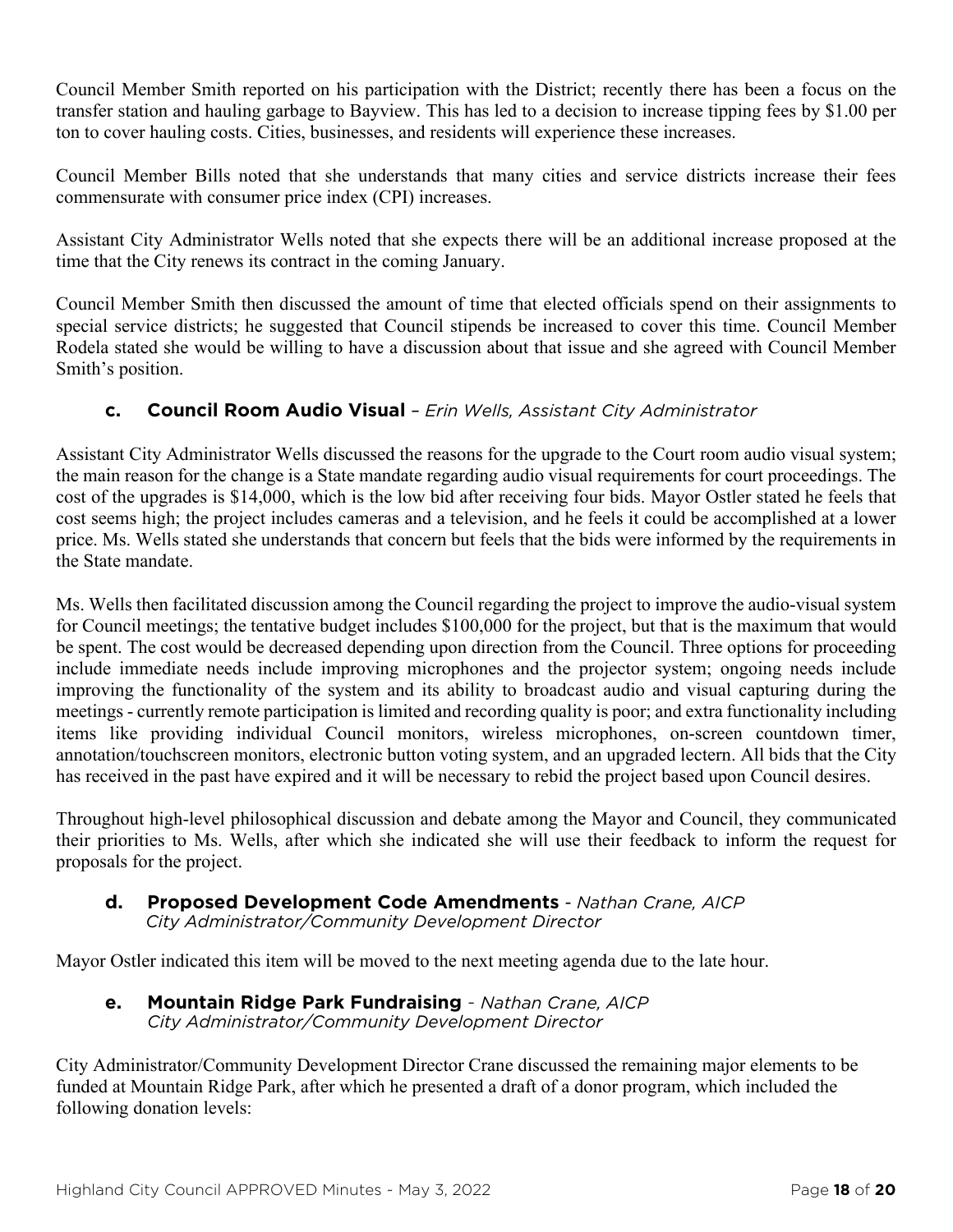Council Member Smith reported on his participation with the District; recently there has been a focus on the transfer station and hauling garbage to Bayview. This has led to a decision to increase tipping fees by $1.00 per ton to cover hauling costs. Cities, businesses, and residents will experience these increases.

Council Member Bills noted that she understands that many cities and service districts increase their fees commensurate with consumer price index (CPI) increases.

Assistant City Administrator Wells noted that she expects there will be an additional increase proposed at the time that the City renews its contract in the coming January.

Council Member Smith then discussed the amount of time that elected officials spend on their assignments to special service districts; he suggested that Council stipends be increased to cover this time. Council Member Rodela stated she would be willing to have a discussion about that issue and she agreed with Council Member Smith's position.

### c. Council Room Audio Visual – *Erin Wells, Assistant City Administrator*

Assistant City Administrator Wells discussed the reasons for the upgrade to the Court room audio visual system; the main reason for the change is a State mandate regarding audio visual requirements for court proceedings. The cost of the upgrades is $14,000, which is the low bid after receiving four bids. Mayor Ostler stated he feels that cost seems high; the project includes cameras and a television, and he feels it could be accomplished at a lower price. Ms. Wells stated she understands that concern but feels that the bids were informed by the requirements in the State mandate.

Ms. Wells then facilitated discussion among the Council regarding the project to improve the audio-visual system for Council meetings; the tentative budget includes $100,000 for the project, but that is the maximum that would be spent. The cost would be decreased depending upon direction from the Council. Three options for proceeding include immediate needs include improving microphones and the projector system; ongoing needs include improving the functionality of the system and its ability to broadcast audio and visual capturing during the meetings - currently remote participation is limited and recording quality is poor; and extra functionality including items like providing individual Council monitors, wireless microphones, on-screen countdown timer, annotation/touchscreen monitors, electronic button voting system, and an upgraded lectern. All bids that the City has received in the past have expired and it will be necessary to rebid the project based upon Council desires.

Throughout high-level philosophical discussion and debate among the Mayor and Council, they communicated their priorities to Ms. Wells, after which she indicated she will use their feedback to inform the request for proposals for the project.

### d. Proposed Development Code Amendments - *Nathan Crane, AICP City Administrator/Community Development Director*

Mayor Ostler indicated this item will be moved to the next meeting agenda due to the late hour.

### e. Mountain Ridge Park Fundraising - *Nathan Crane, AICP City Administrator/Community Development Director*

City Administrator/Community Development Director Crane discussed the remaining major elements to be funded at Mountain Ridge Park, after which he presented a draft of a donor program, which included the following donation levels: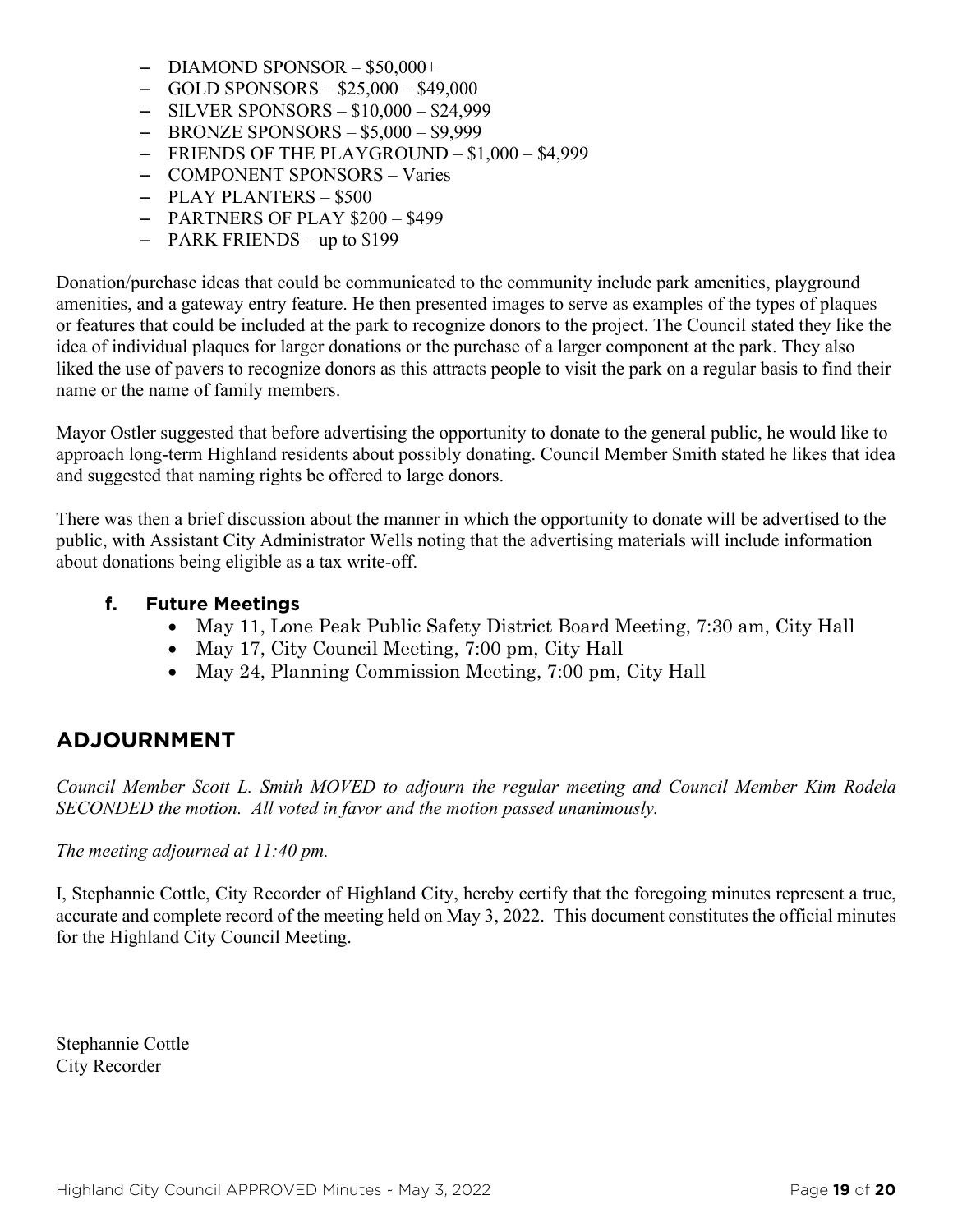- DIAMOND SPONSOR – $50,000+
- GOLD SPONSORS – $25,000 – $49,000
- SILVER SPONSORS – $10,000 – $24,999
- BRONZE SPONSORS – $5,000 – $9,999
- FRIENDS OF THE PLAYGROUND – $1,000 – $4,999
- COMPONENT SPONSORS – Varies
- PLAY PLANTERS – $500
- PARTNERS OF PLAY $200 – $499
- PARK FRIENDS – up to $199

Donation/purchase ideas that could be communicated to the community include park amenities, playground amenities, and a gateway entry feature. He then presented images to serve as examples of the types of plaques or features that could be included at the park to recognize donors to the project. The Council stated they like the idea of individual plaques for larger donations or the purchase of a larger component at the park. They also liked the use of pavers to recognize donors as this attracts people to visit the park on a regular basis to find their name or the name of family members.

Mayor Ostler suggested that before advertising the opportunity to donate to the general public, he would like to approach long-term Highland residents about possibly donating. Council Member Smith stated he likes that idea and suggested that naming rights be offered to large donors.

There was then a brief discussion about the manner in which the opportunity to donate will be advertised to the public, with Assistant City Administrator Wells noting that the advertising materials will include information about donations being eligible as a tax write-off.

### f. Future Meetings

- May 11, Lone Peak Public Safety District Board Meeting, 7:30 am, City Hall
- May 17, City Council Meeting, 7:00 pm, City Hall
- May 24, Planning Commission Meeting, 7:00 pm, City Hall

## ADJOURNMENT

*Council Member Scott L. Smith MOVED to adjourn the regular meeting and Council Member Kim Rodela SECONDED the motion. All voted in favor and the motion passed unanimously.*

*The meeting adjourned at 11:40 pm.*

I, Stephannie Cottle, City Recorder of Highland City, hereby certify that the foregoing minutes represent a true, accurate and complete record of the meeting held on May 3, 2022. This document constitutes the official minutes for the Highland City Council Meeting.

Stephannie Cottle
City Recorder